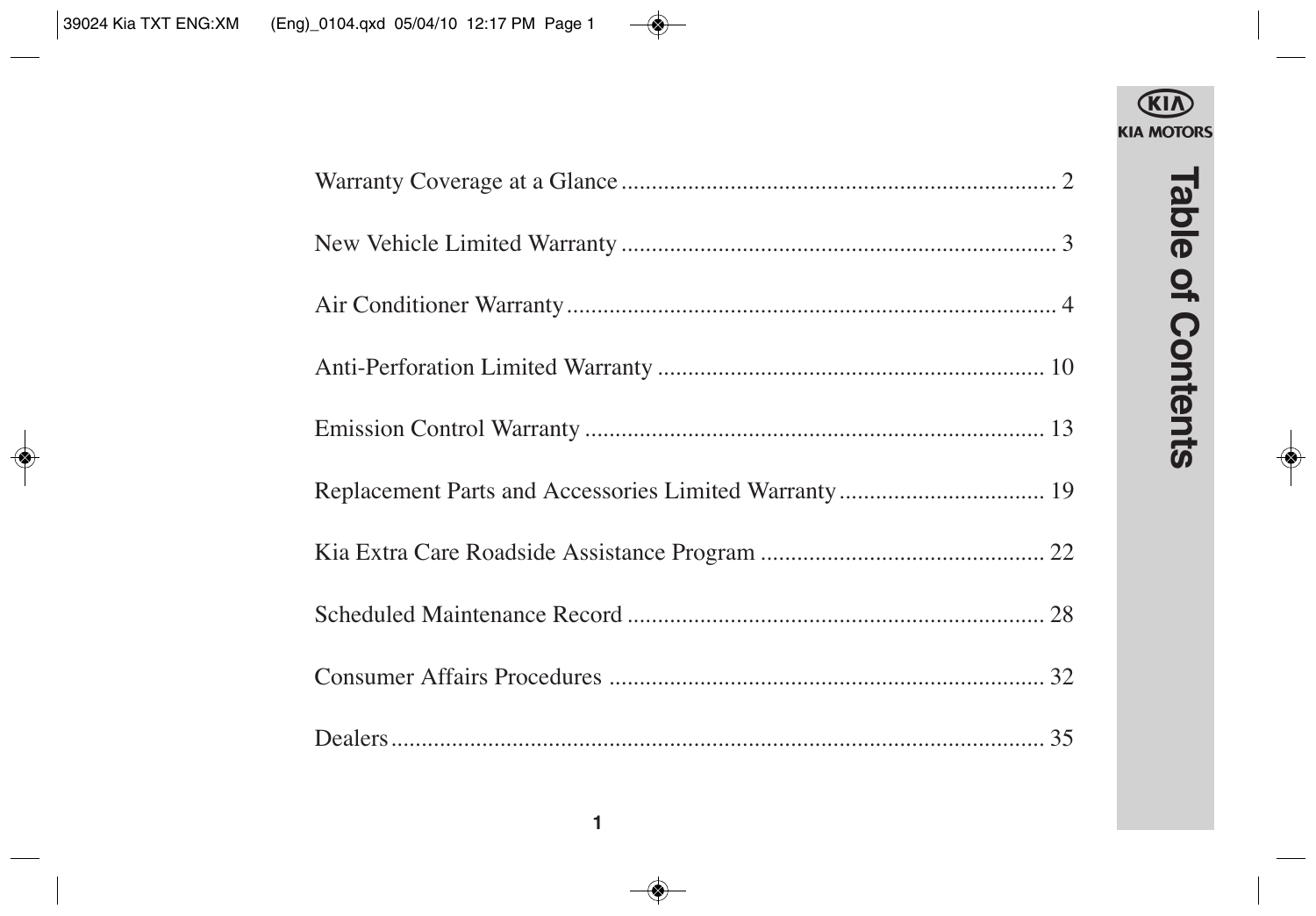# Table of Contents

| | |
|---|---|
| Warranty Coverage at a Glance | 2 |
| New Vehicle Limited Warranty | 3 |
| Air Conditioner Warranty | 4 |
| Anti-Perforation Limited Warranty | 10 |
| Emission Control Warranty | 13 |
| Replacement Parts and Accessories Limited Warranty | 19 |
| Kia Extra Care Roadside Assistance Program | 22 |
| Scheduled Maintenance Record | 28 |
| Consumer Affairs Procedures | 32 |
| Dealers | 35 |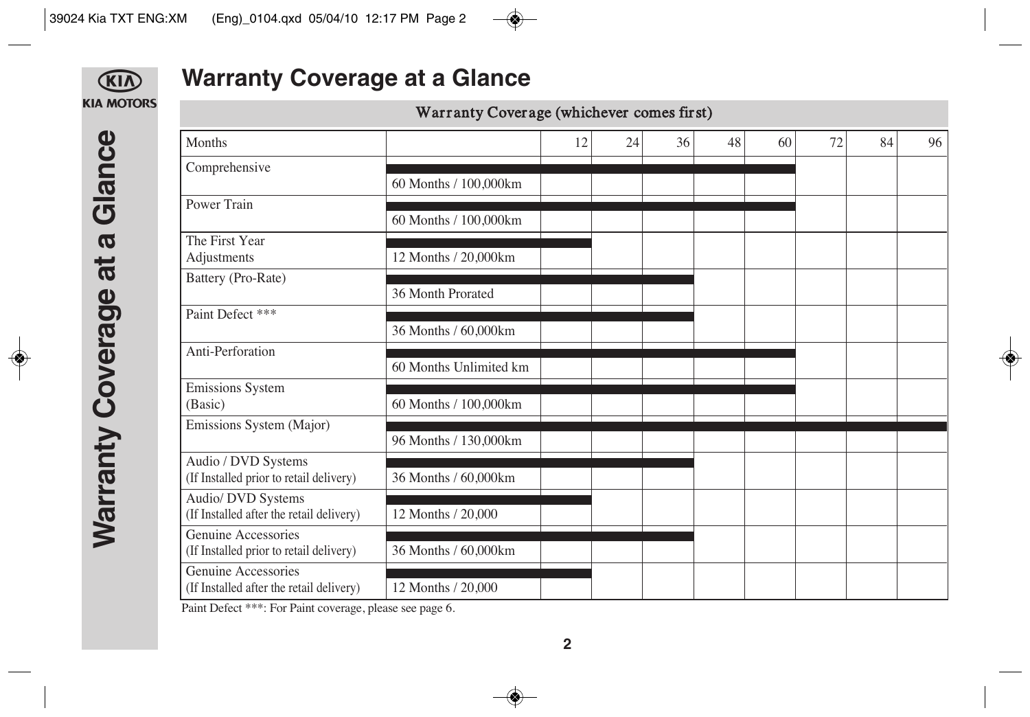# Warranty Coverage at a Glance

**Warranty Coverage (whichever comes first)**

| Months | | 12 | 24 | 36 | 48 | 60 | 72 | 84 | 96 |
|---|---|---|---|---|---|---|---|---|---|
| Comprehensive | 60 Months / 100,000km | | | | | | | | |
| Power Train | 60 Months / 100,000km | | | | | | | | |
| The First Year Adjustments | 12 Months / 20,000km | | | | | | | | |
| Battery (Pro-Rate) | 36 Month Prorated | | | | | | | | |
| Paint Defect *** | 36 Months / 60,000km | | | | | | | | |
| Anti-Perforation | 60 Months Unlimited km | | | | | | | | |
| Emissions System (Basic) | 60 Months / 100,000km | | | | | | | | |
| Emissions System (Major) | 96 Months / 130,000km | | | | | | | | |
| Audio / DVD Systems (If Installed prior to retail delivery) | 36 Months / 60,000km | | | | | | | | |
| Audio/ DVD Systems (If Installed after the retail delivery) | 12 Months / 20,000 | | | | | | | | |
| Genuine Accessories (If Installed prior to retail delivery) | 36 Months / 60,000km | | | | | | | | |
| Genuine Accessories (If Installed after the retail delivery) | 12 Months / 20,000 | | | | | | | | |

Paint Defect ***: For Paint coverage, please see page 6.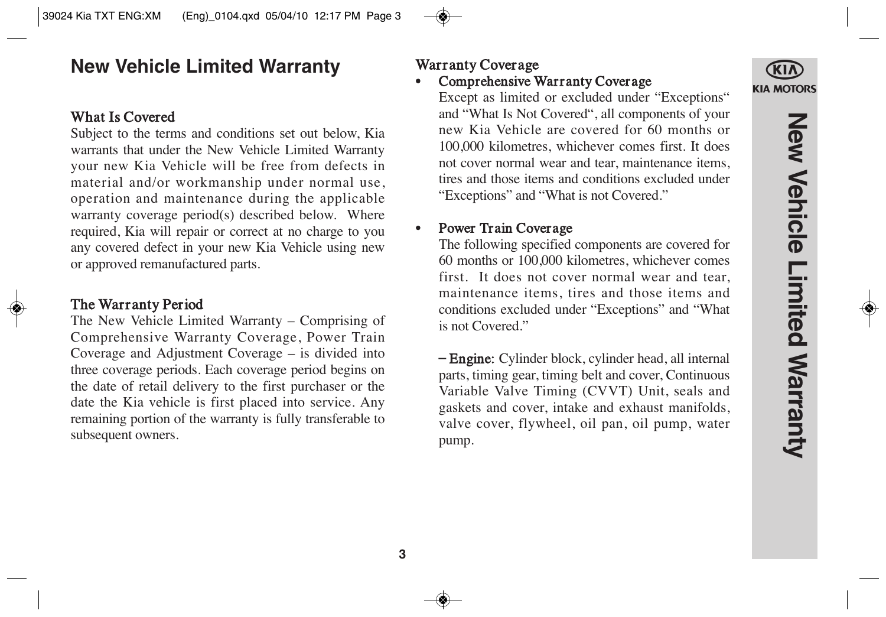# New Vehicle Limited Warranty

## What Is Covered

Subject to the terms and conditions set out below, Kia warrants that under the New Vehicle Limited Warranty your new Kia Vehicle will be free from defects in material and/or workmanship under normal use, operation and maintenance during the applicable warranty coverage period(s) described below. Where required, Kia will repair or correct at no charge to you any covered defect in your new Kia Vehicle using new or approved remanufactured parts.

## The Warranty Period

The New Vehicle Limited Warranty – Comprising of Comprehensive Warranty Coverage, Power Train Coverage and Adjustment Coverage – is divided into three coverage periods. Each coverage period begins on the date of retail delivery to the first purchaser or the date the Kia vehicle is first placed into service. Any remaining portion of the warranty is fully transferable to subsequent owners.

## Warranty Coverage

- **Comprehensive Warranty Coverage**
  Except as limited or excluded under "Exceptions" and "What Is Not Covered", all components of your new Kia Vehicle are covered for 60 months or 100,000 kilometres, whichever comes first. It does not cover normal wear and tear, maintenance items, tires and those items and conditions excluded under "Exceptions" and "What is not Covered."

- **Power Train Coverage**
  The following specified components are covered for 60 months or 100,000 kilometres, whichever comes first. It does not cover normal wear and tear, maintenance items, tires and those items and conditions excluded under "Exceptions" and "What is not Covered."

  – **Engine:** Cylinder block, cylinder head, all internal parts, timing gear, timing belt and cover, Continuous Variable Valve Timing (CVVT) Unit, seals and gaskets and cover, intake and exhaust manifolds, valve cover, flywheel, oil pan, oil pump, water pump.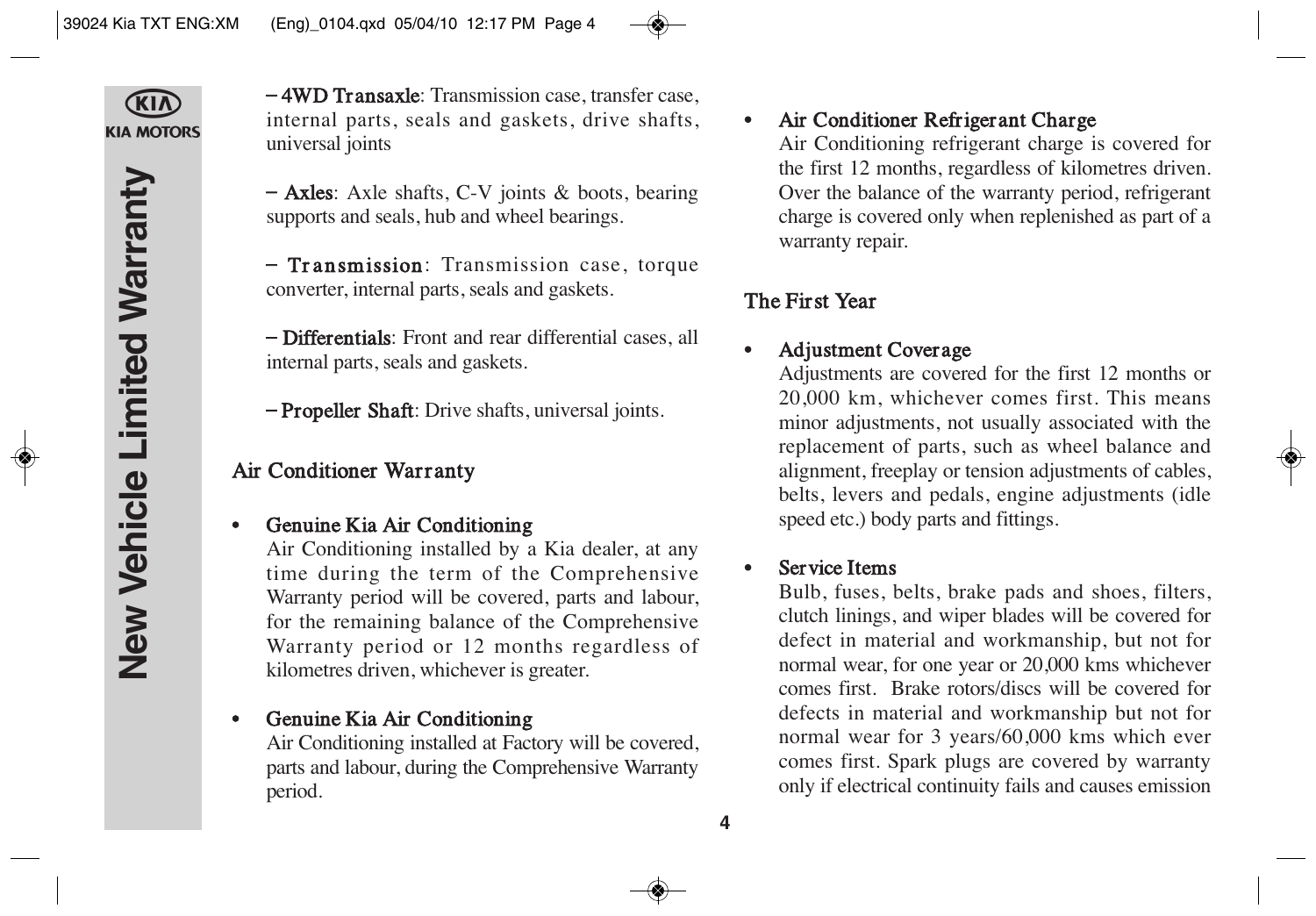– **4WD Transaxle**: Transmission case, transfer case, internal parts, seals and gaskets, drive shafts, universal joints

– **Axles**: Axle shafts, C-V joints & boots, bearing supports and seals, hub and wheel bearings.

– **Transmission**: Transmission case, torque converter, internal parts, seals and gaskets.

– **Differentials**: Front and rear differential cases, all internal parts, seals and gaskets.

– **Propeller Shaft**: Drive shafts, universal joints.

## Air Conditioner Warranty

- **Genuine Kia Air Conditioning**
  Air Conditioning installed by a Kia dealer, at any time during the term of the Comprehensive Warranty period will be covered, parts and labour, for the remaining balance of the Comprehensive Warranty period or 12 months regardless of kilometres driven, whichever is greater.

- **Genuine Kia Air Conditioning**
  Air Conditioning installed at Factory will be covered, parts and labour, during the Comprehensive Warranty period.

- **Air Conditioner Refrigerant Charge**
  Air Conditioning refrigerant charge is covered for the first 12 months, regardless of kilometres driven. Over the balance of the warranty period, refrigerant charge is covered only when replenished as part of a warranty repair.

## The First Year

- **Adjustment Coverage**
  Adjustments are covered for the first 12 months or 20,000 km, whichever comes first. This means minor adjustments, not usually associated with the replacement of parts, such as wheel balance and alignment, freeplay or tension adjustments of cables, belts, levers and pedals, engine adjustments (idle speed etc.) body parts and fittings.

- **Service Items**
  Bulb, fuses, belts, brake pads and shoes, filters, clutch linings, and wiper blades will be covered for defect in material and workmanship, but not for normal wear, for one year or 20,000 kms whichever comes first. Brake rotors/discs will be covered for defects in material and workmanship but not for normal wear for 3 years/60,000 kms which ever comes first. Spark plugs are covered by warranty only if electrical continuity fails and causes emission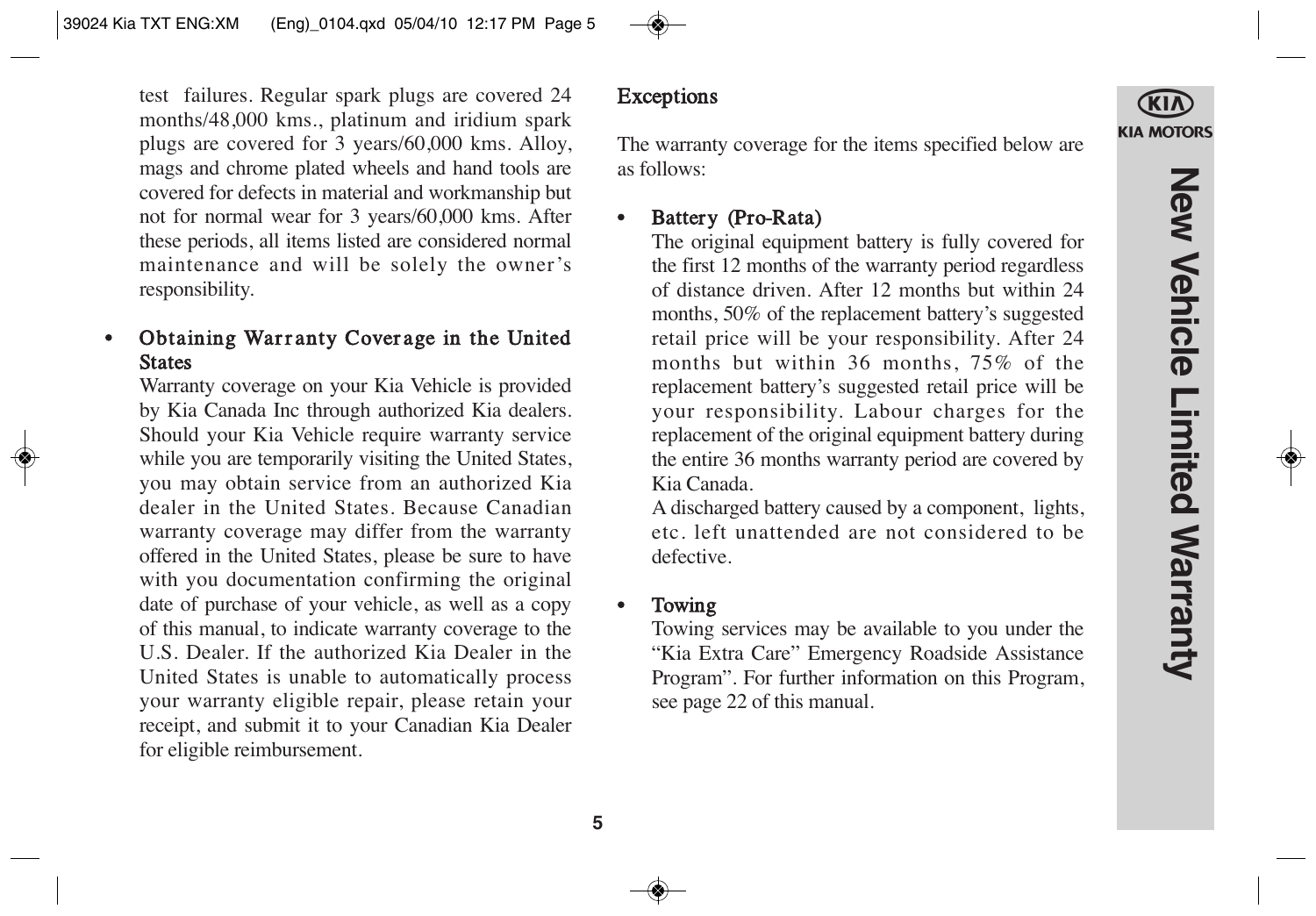test failures. Regular spark plugs are covered 24 months/48,000 kms., platinum and iridium spark plugs are covered for 3 years/60,000 kms. Alloy, mags and chrome plated wheels and hand tools are covered for defects in material and workmanship but not for normal wear for 3 years/60,000 kms. After these periods, all items listed are considered normal maintenance and will be solely the owner's responsibility.

- **Obtaining Warranty Coverage in the United States**
  
  Warranty coverage on your Kia Vehicle is provided by Kia Canada Inc through authorized Kia dealers. Should your Kia Vehicle require warranty service while you are temporarily visiting the United States, you may obtain service from an authorized Kia dealer in the United States. Because Canadian warranty coverage may differ from the warranty offered in the United States, please be sure to have with you documentation confirming the original date of purchase of your vehicle, as well as a copy of this manual, to indicate warranty coverage to the U.S. Dealer. If the authorized Kia Dealer in the United States is unable to automatically process your warranty eligible repair, please retain your receipt, and submit it to your Canadian Kia Dealer for eligible reimbursement.

## Exceptions

The warranty coverage for the items specified below are as follows:

- **Battery (Pro-Rata)**
  
  The original equipment battery is fully covered for the first 12 months of the warranty period regardless of distance driven. After 12 months but within 24 months, 50% of the replacement battery's suggested retail price will be your responsibility. After 24 months but within 36 months, 75% of the replacement battery's suggested retail price will be your responsibility. Labour charges for the replacement of the original equipment battery during the entire 36 months warranty period are covered by Kia Canada.
  
  A discharged battery caused by a component, lights, etc. left unattended are not considered to be defective.

- **Towing**
  
  Towing services may be available to you under the "Kia Extra Care" Emergency Roadside Assistance Program". For further information on this Program, see page 22 of this manual.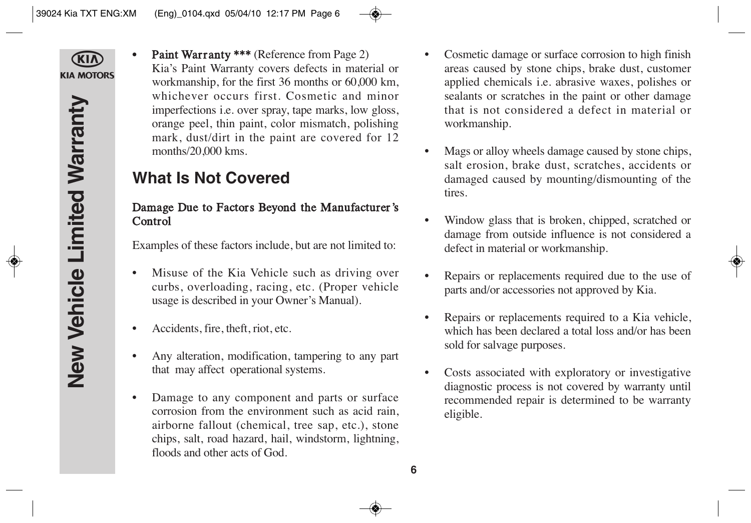- **Paint Warranty \*\*\*** (Reference from Page 2)
  Kia's Paint Warranty covers defects in material or workmanship, for the first 36 months or 60,000 km, whichever occurs first. Cosmetic and minor imperfections i.e. over spray, tape marks, low gloss, orange peel, thin paint, color mismatch, polishing mark, dust/dirt in the paint are covered for 12 months/20,000 kms.

## What Is Not Covered

### Damage Due to Factors Beyond the Manufacturer's Control

Examples of these factors include, but are not limited to:

- Misuse of the Kia Vehicle such as driving over curbs, overloading, racing, etc. (Proper vehicle usage is described in your Owner's Manual).
- Accidents, fire, theft, riot, etc.
- Any alteration, modification, tampering to any part that may affect operational systems.
- Damage to any component and parts or surface corrosion from the environment such as acid rain, airborne fallout (chemical, tree sap, etc.), stone chips, salt, road hazard, hail, windstorm, lightning, floods and other acts of God.
- Cosmetic damage or surface corrosion to high finish areas caused by stone chips, brake dust, customer applied chemicals i.e. abrasive waxes, polishes or sealants or scratches in the paint or other damage that is not considered a defect in material or workmanship.
- Mags or alloy wheels damage caused by stone chips, salt erosion, brake dust, scratches, accidents or damaged caused by mounting/dismounting of the tires.
- Window glass that is broken, chipped, scratched or damage from outside influence is not considered a defect in material or workmanship.
- Repairs or replacements required due to the use of parts and/or accessories not approved by Kia.
- Repairs or replacements required to a Kia vehicle, which has been declared a total loss and/or has been sold for salvage purposes.
- Costs associated with exploratory or investigative diagnostic process is not covered by warranty until recommended repair is determined to be warranty eligible.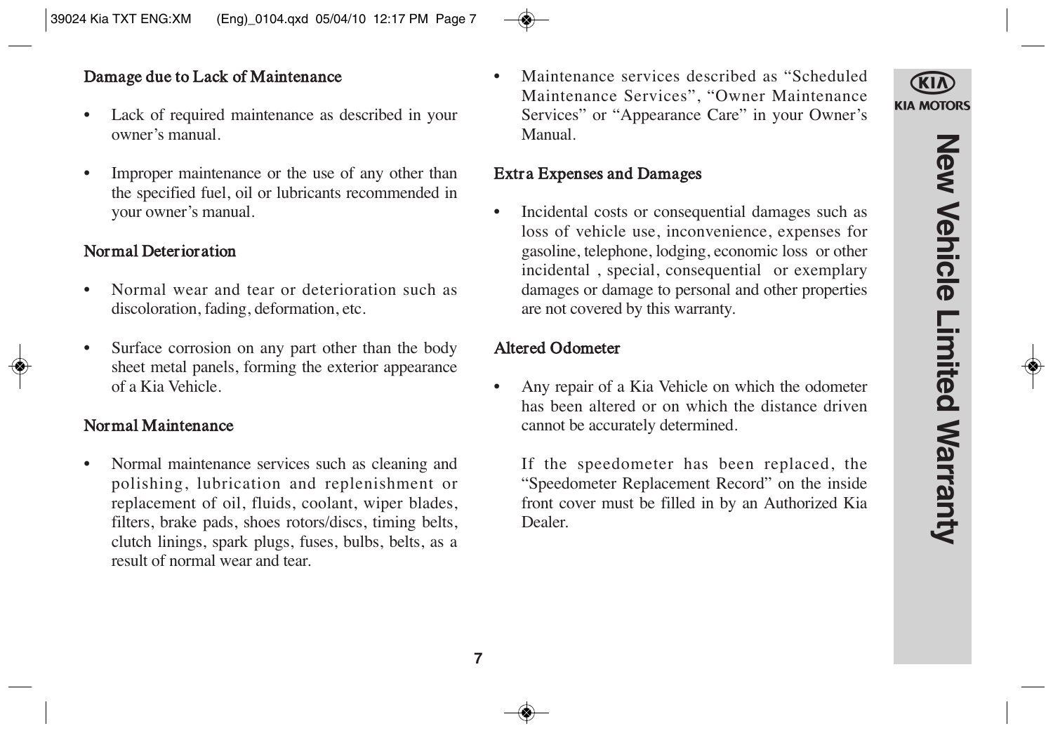### Damage due to Lack of Maintenance

- Lack of required maintenance as described in your owner's manual.
- Improper maintenance or the use of any other than the specified fuel, oil or lubricants recommended in your owner's manual.

### Normal Deterioration

- Normal wear and tear or deterioration such as discoloration, fading, deformation, etc.
- Surface corrosion on any part other than the body sheet metal panels, forming the exterior appearance of a Kia Vehicle.

### Normal Maintenance

- Normal maintenance services such as cleaning and polishing, lubrication and replenishment or replacement of oil, fluids, coolant, wiper blades, filters, brake pads, shoes rotors/discs, timing belts, clutch linings, spark plugs, fuses, bulbs, belts, as a result of normal wear and tear.
- Maintenance services described as "Scheduled Maintenance Services", "Owner Maintenance Services" or "Appearance Care" in your Owner's Manual.

### Extra Expenses and Damages

- Incidental costs or consequential damages such as loss of vehicle use, inconvenience, expenses for gasoline, telephone, lodging, economic loss or other incidental , special, consequential or exemplary damages or damage to personal and other properties are not covered by this warranty.

### Altered Odometer

- Any repair of a Kia Vehicle on which the odometer has been altered or on which the distance driven cannot be accurately determined.

  If the speedometer has been replaced, the "Speedometer Replacement Record" on the inside front cover must be filled in by an Authorized Kia Dealer.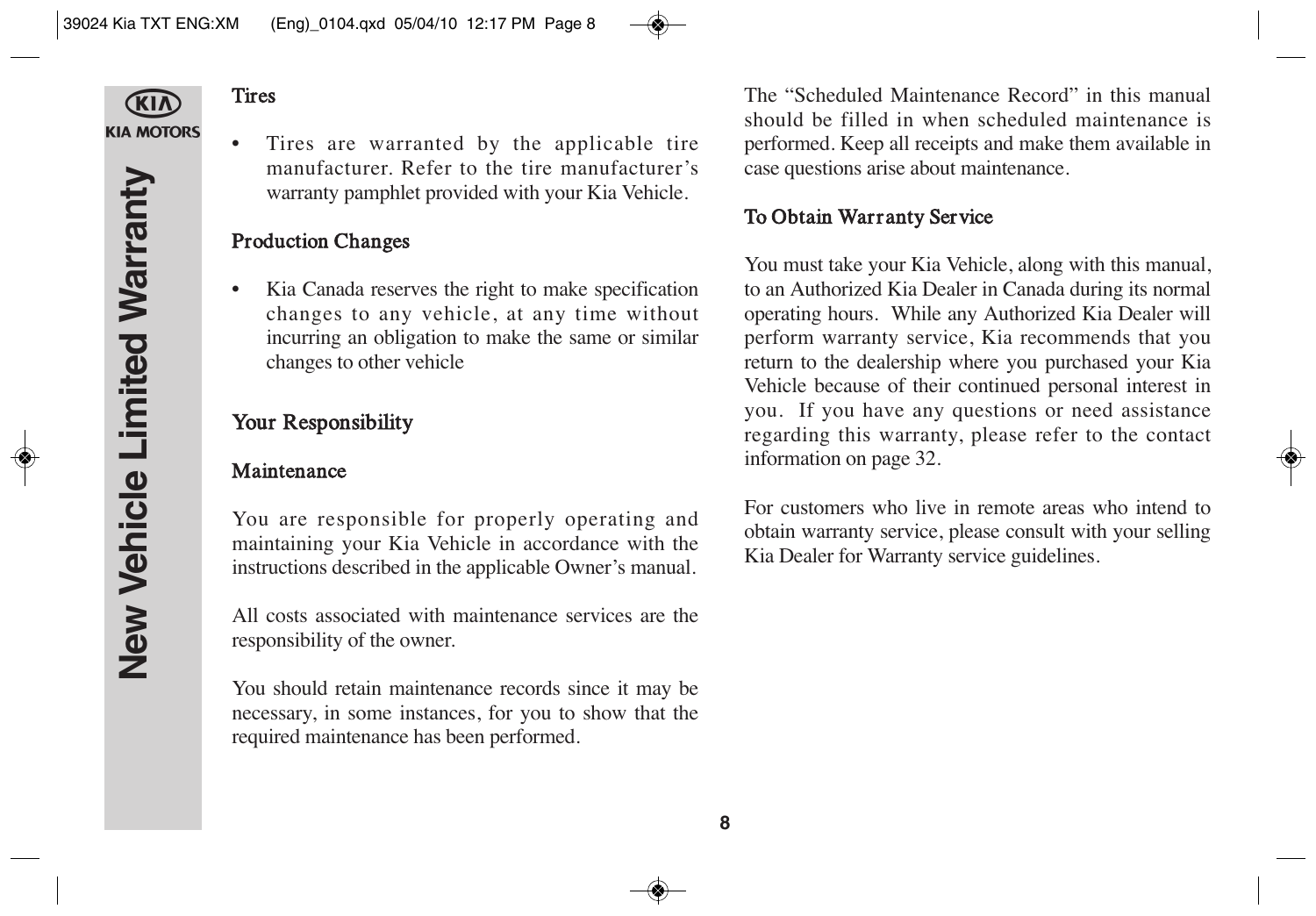### Tires

- Tires are warranted by the applicable tire manufacturer. Refer to the tire manufacturer's warranty pamphlet provided with your Kia Vehicle.

### Production Changes

- Kia Canada reserves the right to make specification changes to any vehicle, at any time without incurring an obligation to make the same or similar changes to other vehicle

## Your Responsibility

### Maintenance

You are responsible for properly operating and maintaining your Kia Vehicle in accordance with the instructions described in the applicable Owner's manual.

All costs associated with maintenance services are the responsibility of the owner.

You should retain maintenance records since it may be necessary, in some instances, for you to show that the required maintenance has been performed.

The "Scheduled Maintenance Record" in this manual should be filled in when scheduled maintenance is performed. Keep all receipts and make them available in case questions arise about maintenance.

### To Obtain Warranty Service

You must take your Kia Vehicle, along with this manual, to an Authorized Kia Dealer in Canada during its normal operating hours. While any Authorized Kia Dealer will perform warranty service, Kia recommends that you return to the dealership where you purchased your Kia Vehicle because of their continued personal interest in you. If you have any questions or need assistance regarding this warranty, please refer to the contact information on page 32.

For customers who live in remote areas who intend to obtain warranty service, please consult with your selling Kia Dealer for Warranty service guidelines.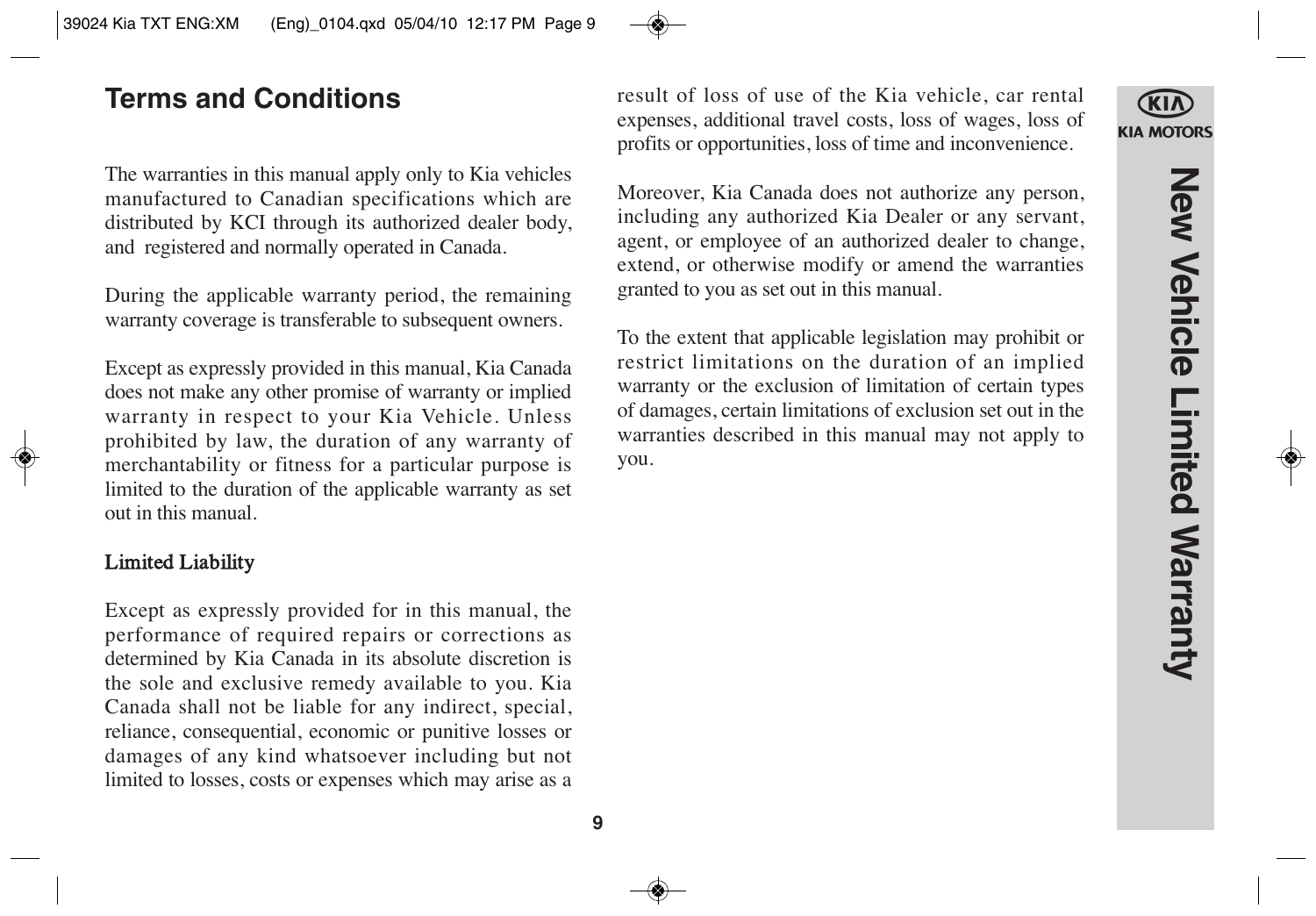## Terms and Conditions

The warranties in this manual apply only to Kia vehicles manufactured to Canadian specifications which are distributed by KCI through its authorized dealer body, and registered and normally operated in Canada.

During the applicable warranty period, the remaining warranty coverage is transferable to subsequent owners.

Except as expressly provided in this manual, Kia Canada does not make any other promise of warranty or implied warranty in respect to your Kia Vehicle. Unless prohibited by law, the duration of any warranty of merchantability or fitness for a particular purpose is limited to the duration of the applicable warranty as set out in this manual.

### Limited Liability

Except as expressly provided for in this manual, the performance of required repairs or corrections as determined by Kia Canada in its absolute discretion is the sole and exclusive remedy available to you. Kia Canada shall not be liable for any indirect, special, reliance, consequential, economic or punitive losses or damages of any kind whatsoever including but not limited to losses, costs or expenses which may arise as a result of loss of use of the Kia vehicle, car rental expenses, additional travel costs, loss of wages, loss of profits or opportunities, loss of time and inconvenience.

Moreover, Kia Canada does not authorize any person, including any authorized Kia Dealer or any servant, agent, or employee of an authorized dealer to change, extend, or otherwise modify or amend the warranties granted to you as set out in this manual.

To the extent that applicable legislation may prohibit or restrict limitations on the duration of an implied warranty or the exclusion of limitation of certain types of damages, certain limitations of exclusion set out in the warranties described in this manual may not apply to you.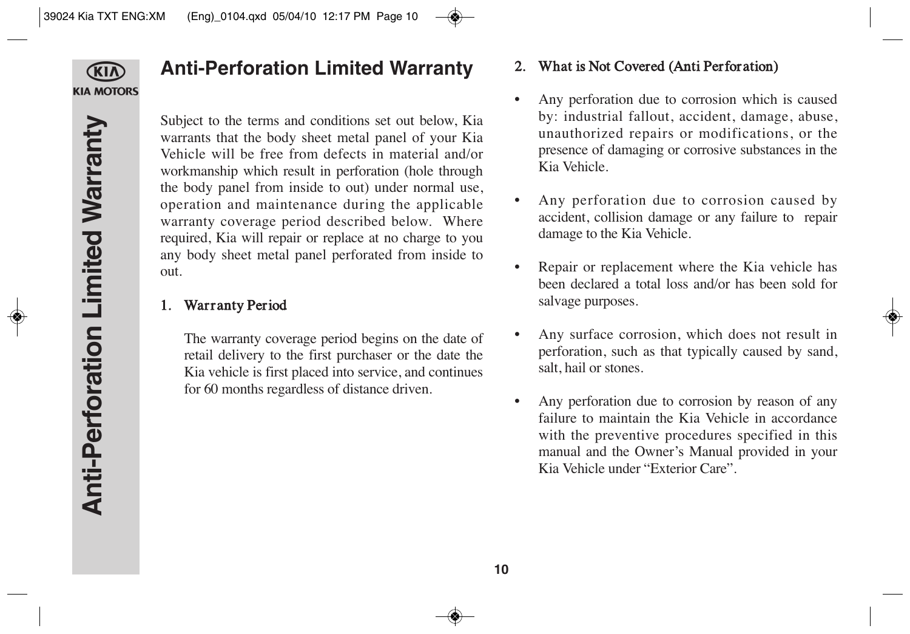# Anti-Perforation Limited Warranty

Subject to the terms and conditions set out below, Kia warrants that the body sheet metal panel of your Kia Vehicle will be free from defects in material and/or workmanship which result in perforation (hole through the body panel from inside to out) under normal use, operation and maintenance during the applicable warranty coverage period described below. Where required, Kia will repair or replace at no charge to you any body sheet metal panel perforated from inside to out.

## 1. Warranty Period

The warranty coverage period begins on the date of retail delivery to the first purchaser or the date the Kia vehicle is first placed into service, and continues for 60 months regardless of distance driven.

## 2. What is Not Covered (Anti Perforation)

- Any perforation due to corrosion which is caused by: industrial fallout, accident, damage, abuse, unauthorized repairs or modifications, or the presence of damaging or corrosive substances in the Kia Vehicle.
- Any perforation due to corrosion caused by accident, collision damage or any failure to repair damage to the Kia Vehicle.
- Repair or replacement where the Kia vehicle has been declared a total loss and/or has been sold for salvage purposes.
- Any surface corrosion, which does not result in perforation, such as that typically caused by sand, salt, hail or stones.
- Any perforation due to corrosion by reason of any failure to maintain the Kia Vehicle in accordance with the preventive procedures specified in this manual and the Owner's Manual provided in your Kia Vehicle under "Exterior Care".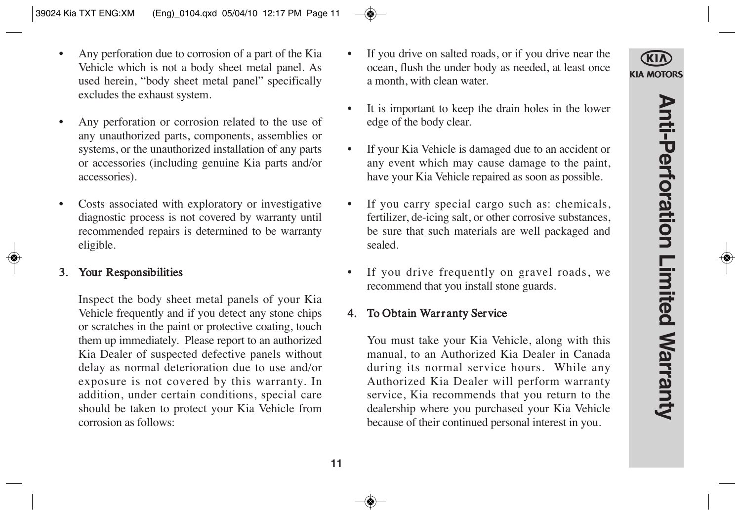- Any perforation due to corrosion of a part of the Kia Vehicle which is not a body sheet metal panel. As used herein, "body sheet metal panel" specifically excludes the exhaust system.

- Any perforation or corrosion related to the use of any unauthorized parts, components, assemblies or systems, or the unauthorized installation of any parts or accessories (including genuine Kia parts and/or accessories).

- Costs associated with exploratory or investigative diagnostic process is not covered by warranty until recommended repairs is determined to be warranty eligible.

### 3. Your Responsibilities

Inspect the body sheet metal panels of your Kia Vehicle frequently and if you detect any stone chips or scratches in the paint or protective coating, touch them up immediately. Please report to an authorized Kia Dealer of suspected defective panels without delay as normal deterioration due to use and/or exposure is not covered by this warranty. In addition, under certain conditions, special care should be taken to protect your Kia Vehicle from corrosion as follows:

- If you drive on salted roads, or if you drive near the ocean, flush the under body as needed, at least once a month, with clean water.

- It is important to keep the drain holes in the lower edge of the body clear.

- If your Kia Vehicle is damaged due to an accident or any event which may cause damage to the paint, have your Kia Vehicle repaired as soon as possible.

- If you carry special cargo such as: chemicals, fertilizer, de-icing salt, or other corrosive substances, be sure that such materials are well packaged and sealed.

- If you drive frequently on gravel roads, we recommend that you install stone guards.

### 4. To Obtain Warranty Service

You must take your Kia Vehicle, along with this manual, to an Authorized Kia Dealer in Canada during its normal service hours. While any Authorized Kia Dealer will perform warranty service, Kia recommends that you return to the dealership where you purchased your Kia Vehicle because of their continued personal interest in you.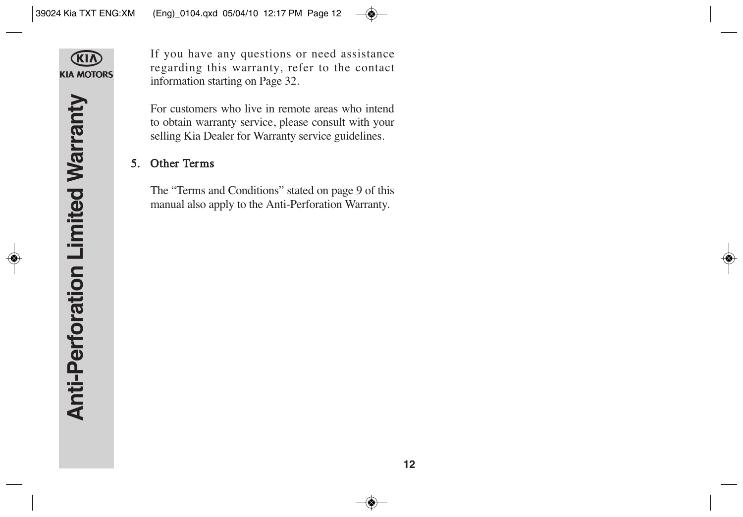If you have any questions or need assistance regarding this warranty, refer to the contact information starting on Page 32.

For customers who live in remote areas who intend to obtain warranty service, please consult with your selling Kia Dealer for Warranty service guidelines.

## 5. Other Terms

The "Terms and Conditions" stated on page 9 of this manual also apply to the Anti-Perforation Warranty.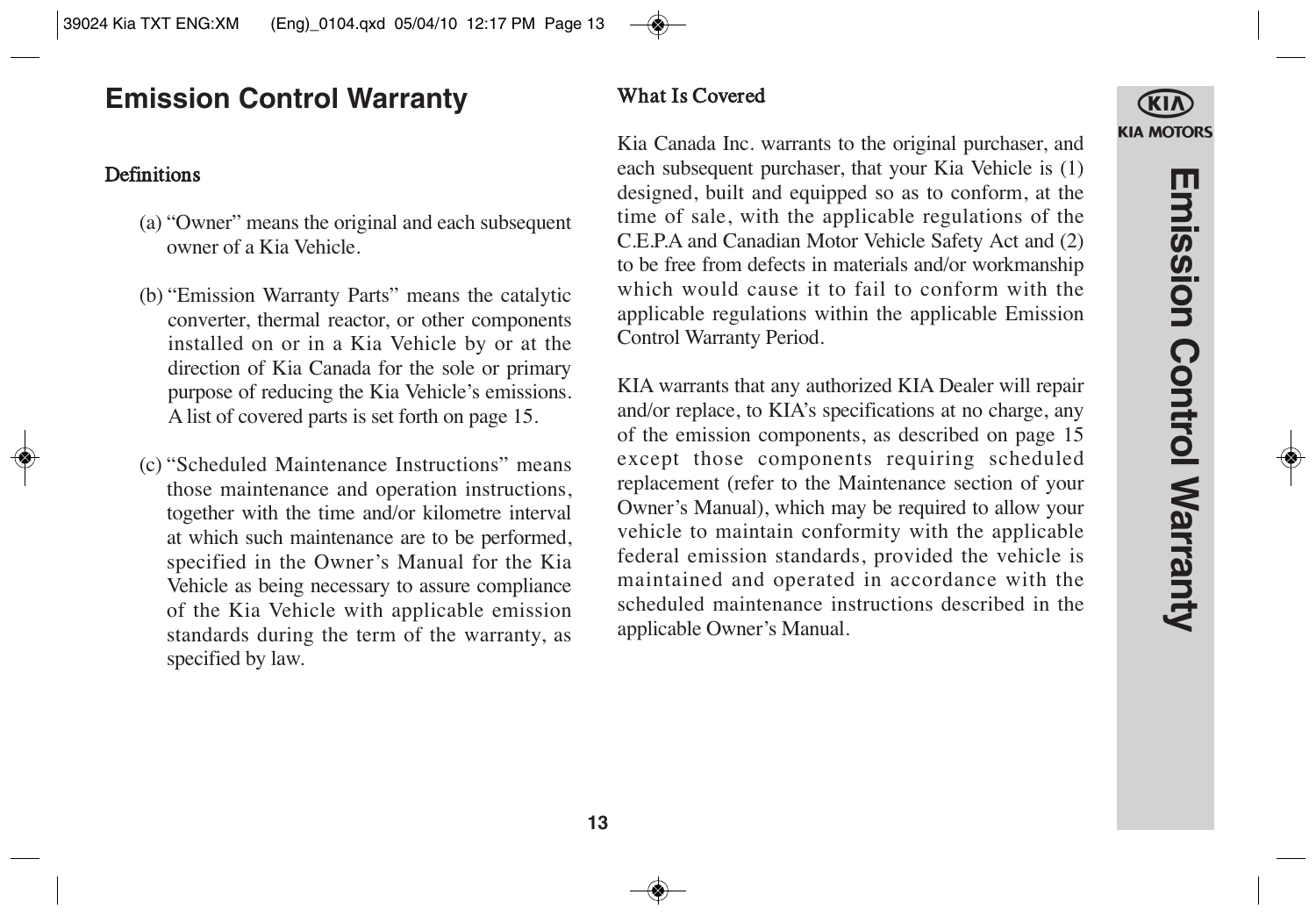# Emission Control Warranty

## Definitions

(a) "Owner" means the original and each subsequent owner of a Kia Vehicle.

(b) "Emission Warranty Parts" means the catalytic converter, thermal reactor, or other components installed on or in a Kia Vehicle by or at the direction of Kia Canada for the sole or primary purpose of reducing the Kia Vehicle's emissions. A list of covered parts is set forth on page 15.

(c) "Scheduled Maintenance Instructions" means those maintenance and operation instructions, together with the time and/or kilometre interval at which such maintenance are to be performed, specified in the Owner's Manual for the Kia Vehicle as being necessary to assure compliance of the Kia Vehicle with applicable emission standards during the term of the warranty, as specified by law.

## What Is Covered

Kia Canada Inc. warrants to the original purchaser, and each subsequent purchaser, that your Kia Vehicle is (1) designed, built and equipped so as to conform, at the time of sale, with the applicable regulations of the C.E.P.A and Canadian Motor Vehicle Safety Act and (2) to be free from defects in materials and/or workmanship which would cause it to fail to conform with the applicable regulations within the applicable Emission Control Warranty Period.

KIA warrants that any authorized KIA Dealer will repair and/or replace, to KIA's specifications at no charge, any of the emission components, as described on page 15 except those components requiring scheduled replacement (refer to the Maintenance section of your Owner's Manual), which may be required to allow your vehicle to maintain conformity with the applicable federal emission standards, provided the vehicle is maintained and operated in accordance with the scheduled maintenance instructions described in the applicable Owner's Manual.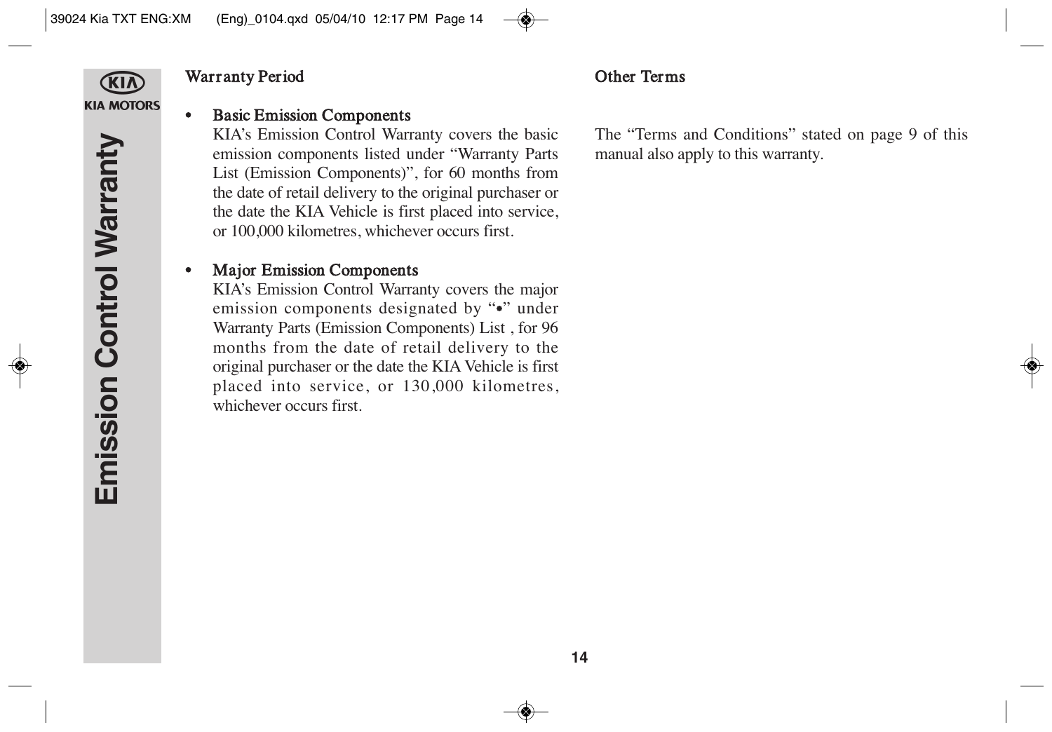## Warranty Period

- **Basic Emission Components**
  KIA's Emission Control Warranty covers the basic emission components listed under "Warranty Parts List (Emission Components)", for 60 months from the date of retail delivery to the original purchaser or the date the KIA Vehicle is first placed into service, or 100,000 kilometres, whichever occurs first.

- **Major Emission Components**
  KIA's Emission Control Warranty covers the major emission components designated by "•" under Warranty Parts (Emission Components) List , for 96 months from the date of retail delivery to the original purchaser or the date the KIA Vehicle is first placed into service, or 130,000 kilometres, whichever occurs first.

## Other Terms

The "Terms and Conditions" stated on page 9 of this manual also apply to this warranty.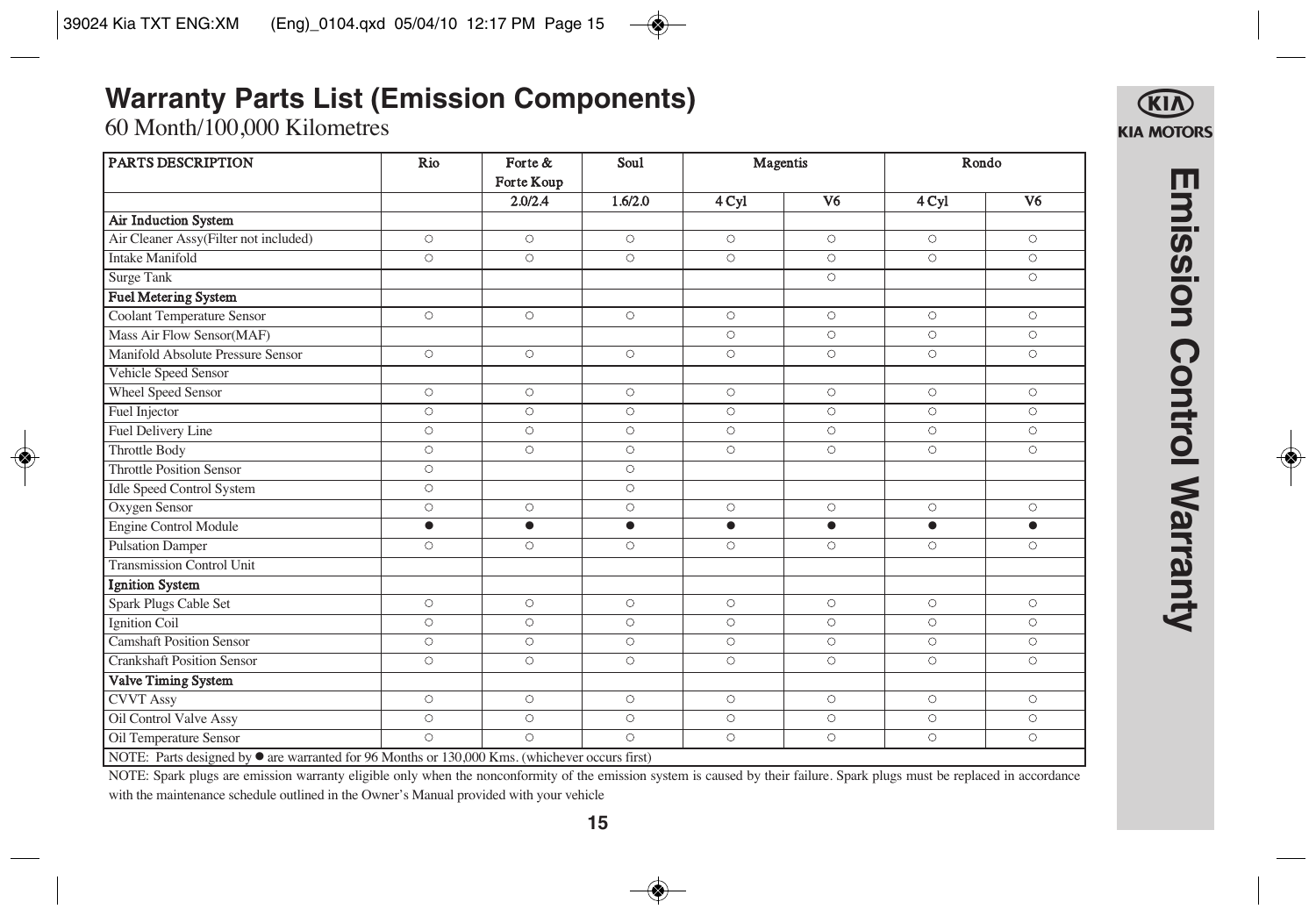# Warranty Parts List (Emission Components)

60 Month/100,000 Kilometres

| PARTS DESCRIPTION | Rio | Forte & Forte Koup | Soul | Magentis | | Rondo | |
|---|---|---|---|---|---|---|---|
| | | 2.0/2.4 | 1.6/2.0 | 4 Cyl | V6 | 4 Cyl | V6 |
| **Air Induction System** | | | | | | | |
| Air Cleaner Assy(Filter not included) | ○ | ○ | ○ | ○ | ○ | ○ | ○ |
| Intake Manifold | ○ | ○ | ○ | ○ | ○ | ○ | ○ |
| Surge Tank | | | | | ○ | | ○ |
| **Fuel Metering System** | | | | | | | |
| Coolant Temperature Sensor | ○ | ○ | ○ | ○ | ○ | ○ | ○ |
| Mass Air Flow Sensor(MAF) | | | | ○ | ○ | ○ | ○ |
| Manifold Absolute Pressure Sensor | ○ | ○ | ○ | ○ | ○ | ○ | ○ |
| Vehicle Speed Sensor | | | | | | | |
| Wheel Speed Sensor | ○ | ○ | ○ | ○ | ○ | ○ | ○ |
| Fuel Injector | ○ | ○ | ○ | ○ | ○ | ○ | ○ |
| Fuel Delivery Line | ○ | ○ | ○ | ○ | ○ | ○ | ○ |
| Throttle Body | ○ | ○ | ○ | ○ | ○ | ○ | ○ |
| Throttle Position Sensor | ○ | | ○ | | | | |
| Idle Speed Control System | ○ | | ○ | | | | |
| Oxygen Sensor | ○ | ○ | ○ | ○ | ○ | ○ | ○ |
| Engine Control Module | ● | ● | ● | ● | ● | ● | ● |
| Pulsation Damper | ○ | ○ | ○ | ○ | ○ | ○ | ○ |
| Transmission Control Unit | | | | | | | |
| **Ignition System** | | | | | | | |
| Spark Plugs Cable Set | ○ | ○ | ○ | ○ | ○ | ○ | ○ |
| Ignition Coil | ○ | ○ | ○ | ○ | ○ | ○ | ○ |
| Camshaft Position Sensor | ○ | ○ | ○ | ○ | ○ | ○ | ○ |
| Crankshaft Position Sensor | ○ | ○ | ○ | ○ | ○ | ○ | ○ |
| **Valve Timing System** | | | | | | | |
| CVVT Assy | ○ | ○ | ○ | ○ | ○ | ○ | ○ |
| Oil Control Valve Assy | ○ | ○ | ○ | ○ | ○ | ○ | ○ |
| Oil Temperature Sensor | ○ | ○ | ○ | ○ | ○ | ○ | ○ |

NOTE: Parts designed by ● are warranted for 96 Months or 130,000 Kms. (whichever occurs first)

NOTE: Spark plugs are emission warranty eligible only when the nonconformity of the emission system is caused by their failure. Spark plugs must be replaced in accordance with the maintenance schedule outlined in the Owner's Manual provided with your vehicle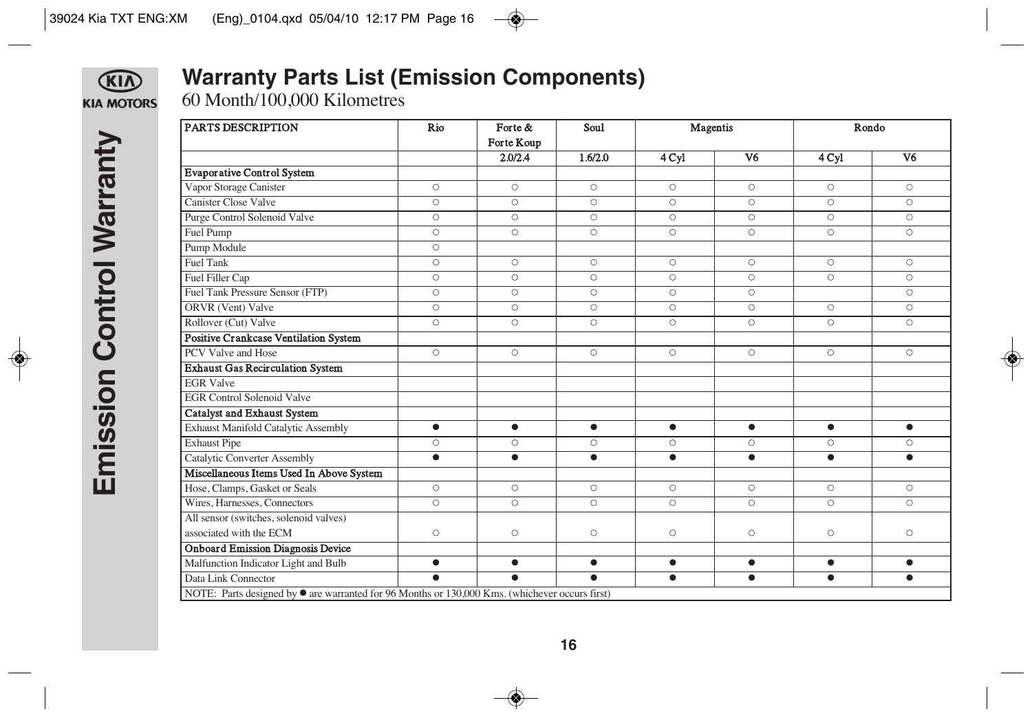# Warranty Parts List (Emission Components)

60 Month/100,000 Kilometres

| PARTS DESCRIPTION | Rio | Forte & Forte Koup | Soul | Magentis | | Rondo | |
|---|---|---|---|---|---|---|---|
| | | 2.0/2.4 | 1.6/2.0 | 4 Cyl | V6 | 4 Cyl | V6 |
| **Evaporative Control System** | | | | | | | |
| Vapor Storage Canister | ○ | ○ | ○ | ○ | ○ | ○ | ○ |
| Canister Close Valve | ○ | ○ | ○ | ○ | ○ | ○ | ○ |
| Purge Control Solenoid Valve | ○ | ○ | ○ | ○ | ○ | ○ | ○ |
| Fuel Pump | ○ | ○ | ○ | ○ | ○ | ○ | ○ |
| Pump Module | ○ | | | | | | |
| Fuel Tank | ○ | ○ | ○ | ○ | ○ | ○ | ○ |
| Fuel Filler Cap | ○ | ○ | ○ | ○ | ○ | ○ | ○ |
| Fuel Tank Pressure Sensor (FTP) | ○ | ○ | ○ | ○ | ○ | | ○ |
| ORVR (Vent) Valve | ○ | ○ | ○ | ○ | ○ | ○ | ○ |
| Rollover (Cut) Valve | ○ | ○ | ○ | ○ | ○ | ○ | ○ |
| **Positive Crankcase Ventilation System** | | | | | | | |
| PCV Valve and Hose | ○ | ○ | ○ | ○ | ○ | ○ | ○ |
| **Exhaust Gas Recirculation System** | | | | | | | |
| EGR Valve | | | | | | | |
| EGR Control Solenoid Valve | | | | | | | |
| **Catalyst and Exhaust System** | | | | | | | |
| Exhaust Manifold Catalytic Assembly | ● | ● | ● | ● | ● | ● | ● |
| Exhaust Pipe | ○ | ○ | ○ | ○ | ○ | ○ | ○ |
| Catalytic Converter Assembly | ● | ● | ● | ● | ● | ● | ● |
| **Miscellaneous Items Used In Above System** | | | | | | | |
| Hose, Clamps, Gasket or Seals | ○ | ○ | ○ | ○ | ○ | ○ | ○ |
| Wires, Harnesses, Connectors | ○ | ○ | ○ | ○ | ○ | ○ | ○ |
| All sensor (switches, solenoid valves) associated with the ECM | ○ | ○ | ○ | ○ | ○ | ○ | ○ |
| **Onboard Emission Diagnosis Device** | | | | | | | |
| Malfunction Indicator Light and Bulb | ● | ● | ● | ● | ● | ● | ● |
| Data Link Connector | ● | ● | ● | ● | ● | ● | ● |

NOTE: Parts designed by ● are warranted for 96 Months or 130,000 Kms. (whichever occurs first)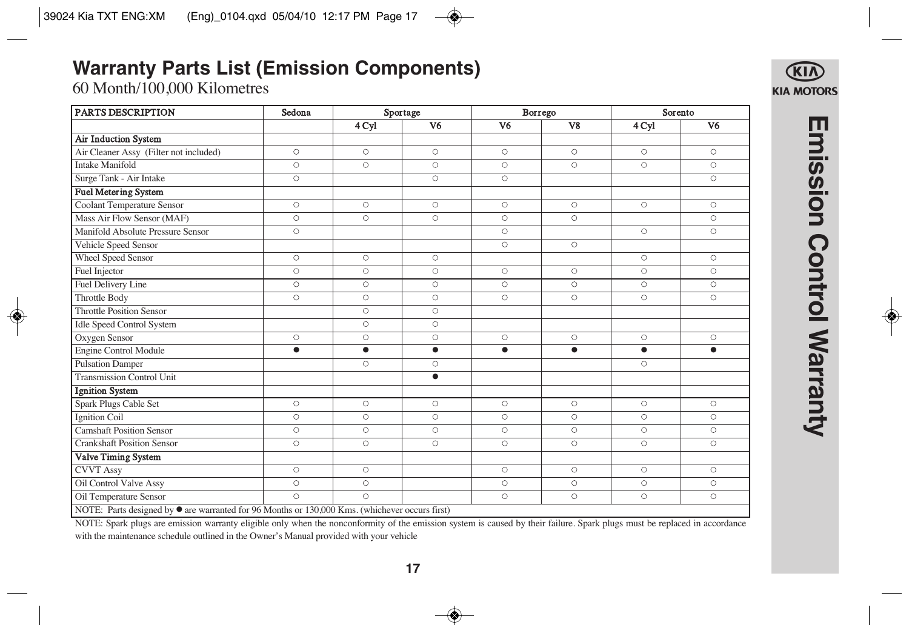# Warranty Parts List (Emission Components)

60 Month/100,000 Kilometres

| PARTS DESCRIPTION | Sedona | Sportage | | Borrego | | Sorento | |
|---|---|---|---|---|---|---|---|
| | | 4 Cyl | V6 | V6 | V8 | 4 Cyl | V6 |
| **Air Induction System** | | | | | | | |
| Air Cleaner Assy (Filter not included) | ○ | ○ | ○ | ○ | ○ | ○ | ○ |
| Intake Manifold | ○ | ○ | ○ | ○ | ○ | ○ | ○ |
| Surge Tank - Air Intake | ○ | | ○ | ○ | | | ○ |
| **Fuel Metering System** | | | | | | | |
| Coolant Temperature Sensor | ○ | ○ | ○ | ○ | ○ | ○ | ○ |
| Mass Air Flow Sensor (MAF) | ○ | ○ | ○ | ○ | ○ | | ○ |
| Manifold Absolute Pressure Sensor | ○ | | | ○ | | ○ | ○ |
| Vehicle Speed Sensor | | | | ○ | ○ | | |
| Wheel Speed Sensor | ○ | ○ | ○ | | | ○ | ○ |
| Fuel Injector | ○ | ○ | ○ | ○ | ○ | ○ | ○ |
| Fuel Delivery Line | ○ | ○ | ○ | ○ | ○ | ○ | ○ |
| Throttle Body | ○ | ○ | ○ | ○ | ○ | ○ | ○ |
| Throttle Position Sensor | | ○ | ○ | | | | |
| Idle Speed Control System | | ○ | ○ | | | | |
| Oxygen Sensor | ○ | ○ | ○ | ○ | ○ | ○ | ○ |
| Engine Control Module | ● | ● | ● | ● | ● | ● | ● |
| Pulsation Damper | | ○ | ○ | | | ○ | |
| Transmission Control Unit | | | ● | | | | |
| **Ignition System** | | | | | | | |
| Spark Plugs Cable Set | ○ | ○ | ○ | ○ | ○ | ○ | ○ |
| Ignition Coil | ○ | ○ | ○ | ○ | ○ | ○ | ○ |
| Camshaft Position Sensor | ○ | ○ | ○ | ○ | ○ | ○ | ○ |
| Crankshaft Position Sensor | ○ | ○ | ○ | ○ | ○ | ○ | ○ |
| **Valve Timing System** | | | | | | | |
| CVVT Assy | ○ | ○ | | ○ | ○ | ○ | ○ |
| Oil Control Valve Assy | ○ | ○ | | ○ | ○ | ○ | ○ |
| Oil Temperature Sensor | ○ | ○ | | ○ | ○ | ○ | ○ |

NOTE: Parts designed by ● are warranted for 96 Months or 130,000 Kms. (whichever occurs first)

NOTE: Spark plugs are emission warranty eligible only when the nonconformity of the emission system is caused by their failure. Spark plugs must be replaced in accordance with the maintenance schedule outlined in the Owner's Manual provided with your vehicle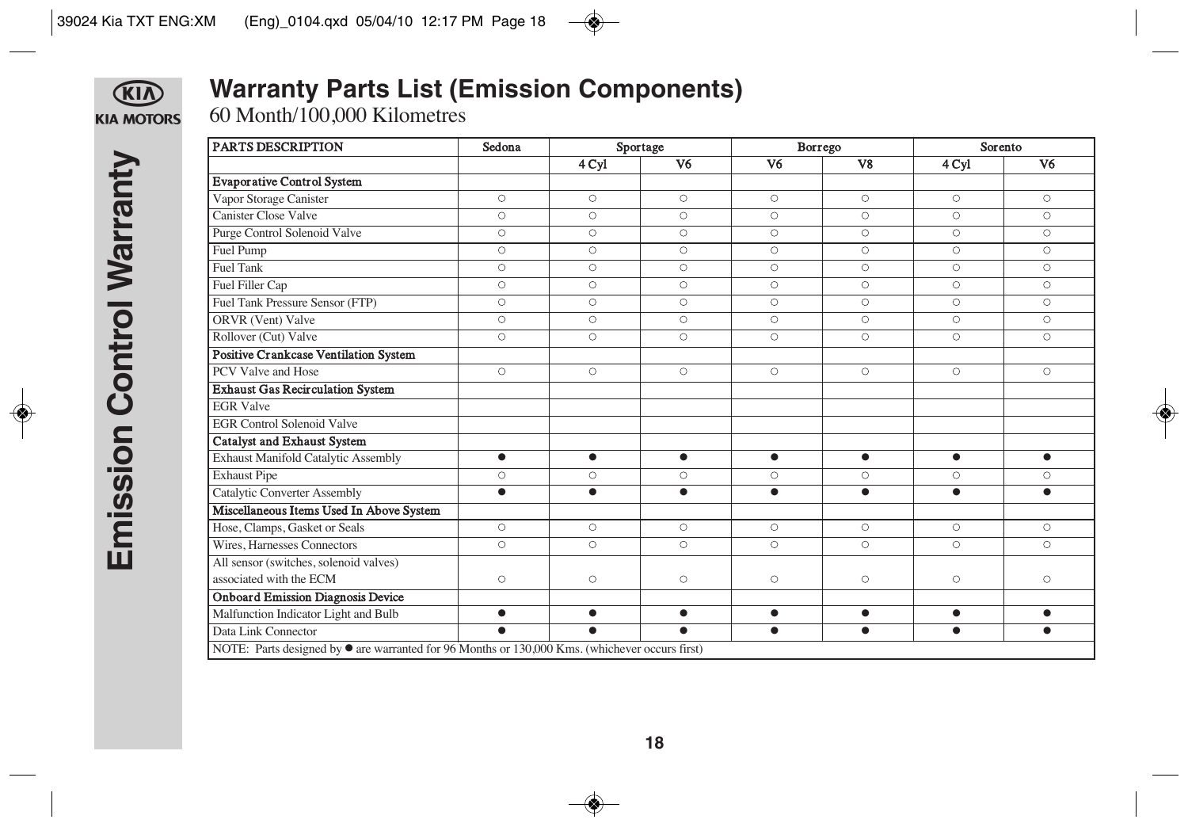# Warranty Parts List (Emission Components)

60 Month/100,000 Kilometres

| PARTS DESCRIPTION | Sedona | Sportage | | Borrego | | Sorento | |
|---|---|---|---|---|---|---|---|
| | | 4 Cyl | V6 | V6 | V8 | 4 Cyl | V6 |
| **Evaporative Control System** | | | | | | | |
| Vapor Storage Canister | ○ | ○ | ○ | ○ | ○ | ○ | ○ |
| Canister Close Valve | ○ | ○ | ○ | ○ | ○ | ○ | ○ |
| Purge Control Solenoid Valve | ○ | ○ | ○ | ○ | ○ | ○ | ○ |
| Fuel Pump | ○ | ○ | ○ | ○ | ○ | ○ | ○ |
| Fuel Tank | ○ | ○ | ○ | ○ | ○ | ○ | ○ |
| Fuel Filler Cap | ○ | ○ | ○ | ○ | ○ | ○ | ○ |
| Fuel Tank Pressure Sensor (FTP) | ○ | ○ | ○ | ○ | ○ | ○ | ○ |
| ORVR (Vent) Valve | ○ | ○ | ○ | ○ | ○ | ○ | ○ |
| Rollover (Cut) Valve | ○ | ○ | ○ | ○ | ○ | ○ | ○ |
| **Positive Crankcase Ventilation System** | | | | | | | |
| PCV Valve and Hose | ○ | ○ | ○ | ○ | ○ | ○ | ○ |
| **Exhaust Gas Recirculation System** | | | | | | | |
| EGR Valve | | | | | | | |
| EGR Control Solenoid Valve | | | | | | | |
| **Catalyst and Exhaust System** | | | | | | | |
| Exhaust Manifold Catalytic Assembly | ● | ● | ● | ● | ● | ● | ● |
| Exhaust Pipe | ○ | ○ | ○ | ○ | ○ | ○ | ○ |
| Catalytic Converter Assembly | ● | ● | ● | ● | ● | ● | ● |
| **Miscellaneous Items Used In Above System** | | | | | | | |
| Hose, Clamps, Gasket or Seals | ○ | ○ | ○ | ○ | ○ | ○ | ○ |
| Wires, Harnesses Connectors | ○ | ○ | ○ | ○ | ○ | ○ | ○ |
| All sensor (switches, solenoid valves) associated with the ECM | ○ | ○ | ○ | ○ | ○ | ○ | ○ |
| **Onboard Emission Diagnosis Device** | | | | | | | |
| Malfunction Indicator Light and Bulb | ● | ● | ● | ● | ● | ● | ● |
| Data Link Connector | ● | ● | ● | ● | ● | ● | ● |
| NOTE: Parts designed by ● are warranted for 96 Months or 130,000 Kms. (whichever occurs first) | | | | | | | |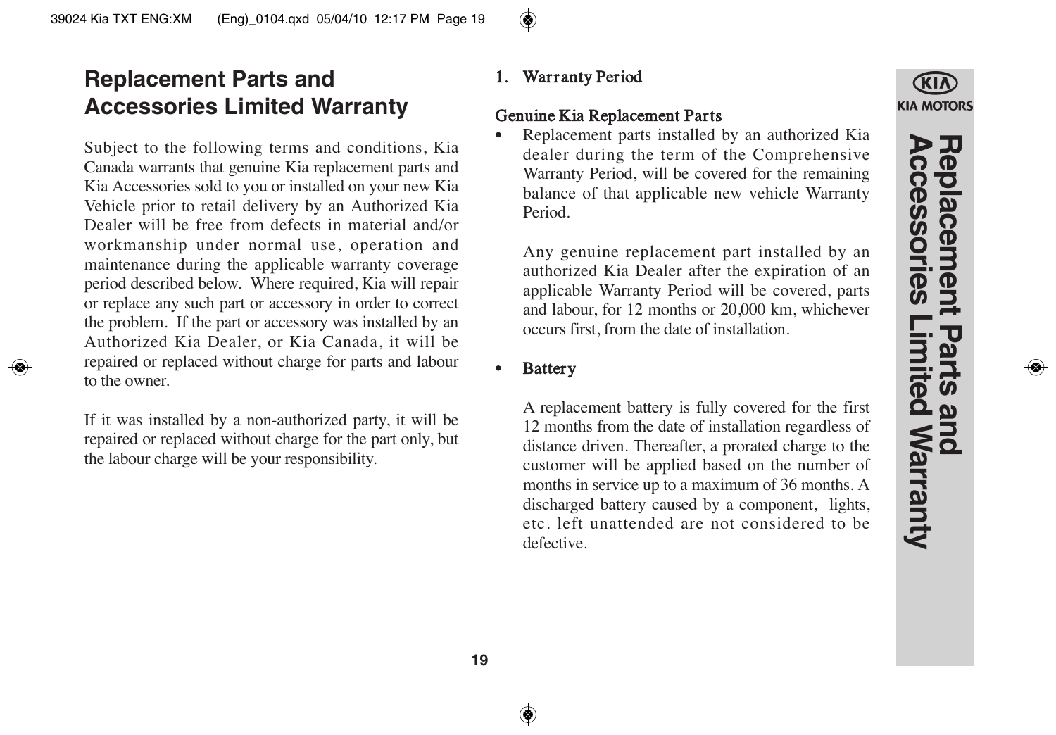# Replacement Parts and Accessories Limited Warranty

Subject to the following terms and conditions, Kia Canada warrants that genuine Kia replacement parts and Kia Accessories sold to you or installed on your new Kia Vehicle prior to retail delivery by an Authorized Kia Dealer will be free from defects in material and/or workmanship under normal use, operation and maintenance during the applicable warranty coverage period described below. Where required, Kia will repair or replace any such part or accessory in order to correct the problem. If the part or accessory was installed by an Authorized Kia Dealer, or Kia Canada, it will be repaired or replaced without charge for parts and labour to the owner.

If it was installed by a non-authorized party, it will be repaired or replaced without charge for the part only, but the labour charge will be your responsibility.

## 1. Warranty Period

### Genuine Kia Replacement Parts

- Replacement parts installed by an authorized Kia dealer during the term of the Comprehensive Warranty Period, will be covered for the remaining balance of that applicable new vehicle Warranty Period.

  Any genuine replacement part installed by an authorized Kia Dealer after the expiration of an applicable Warranty Period will be covered, parts and labour, for 12 months or 20,000 km, whichever occurs first, from the date of installation.

- **Battery**

  A replacement battery is fully covered for the first 12 months from the date of installation regardless of distance driven. Thereafter, a prorated charge to the customer will be applied based on the number of months in service up to a maximum of 36 months. A discharged battery caused by a component, lights, etc. left unattended are not considered to be defective.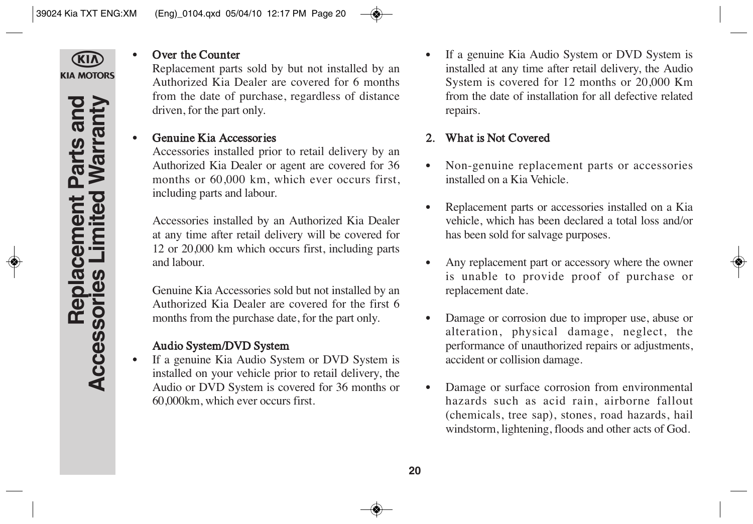- **Over the Counter**
  Replacement parts sold by but not installed by an Authorized Kia Dealer are covered for 6 months from the date of purchase, regardless of distance driven, for the part only.

- **Genuine Kia Accessories**
  Accessories installed prior to retail delivery by an Authorized Kia Dealer or agent are covered for 36 months or 60,000 km, which ever occurs first, including parts and labour.

  Accessories installed by an Authorized Kia Dealer at any time after retail delivery will be covered for 12 or 20,000 km which occurs first, including parts and labour.

  Genuine Kia Accessories sold but not installed by an Authorized Kia Dealer are covered for the first 6 months from the purchase date, for the part only.

  **Audio System/DVD System**

- If a genuine Kia Audio System or DVD System is installed on your vehicle prior to retail delivery, the Audio or DVD System is covered for 36 months or 60,000km, which ever occurs first.

- If a genuine Kia Audio System or DVD System is installed at any time after retail delivery, the Audio System is covered for 12 months or 20,000 Km from the date of installation for all defective related repairs.

## 2. What is Not Covered

- Non-genuine replacement parts or accessories installed on a Kia Vehicle.

- Replacement parts or accessories installed on a Kia vehicle, which has been declared a total loss and/or has been sold for salvage purposes.

- Any replacement part or accessory where the owner is unable to provide proof of purchase or replacement date.

- Damage or corrosion due to improper use, abuse or alteration, physical damage, neglect, the performance of unauthorized repairs or adjustments, accident or collision damage.

- Damage or surface corrosion from environmental hazards such as acid rain, airborne fallout (chemicals, tree sap), stones, road hazards, hail windstorm, lightening, floods and other acts of God.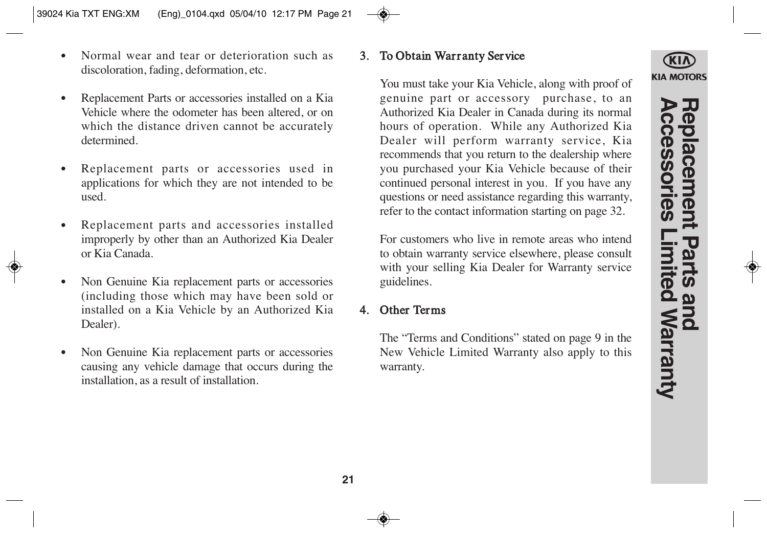- Normal wear and tear or deterioration such as discoloration, fading, deformation, etc.
- Replacement Parts or accessories installed on a Kia Vehicle where the odometer has been altered, or on which the distance driven cannot be accurately determined.
- Replacement parts or accessories used in applications for which they are not intended to be used.
- Replacement parts and accessories installed improperly by other than an Authorized Kia Dealer or Kia Canada.
- Non Genuine Kia replacement parts or accessories (including those which may have been sold or installed on a Kia Vehicle by an Authorized Kia Dealer).
- Non Genuine Kia replacement parts or accessories causing any vehicle damage that occurs during the installation, as a result of installation.

## 3. To Obtain Warranty Service

You must take your Kia Vehicle, along with proof of genuine part or accessory purchase, to an Authorized Kia Dealer in Canada during its normal hours of operation. While any Authorized Kia Dealer will perform warranty service, Kia recommends that you return to the dealership where you purchased your Kia Vehicle because of their continued personal interest in you. If you have any questions or need assistance regarding this warranty, refer to the contact information starting on page 32.

For customers who live in remote areas who intend to obtain warranty service elsewhere, please consult with your selling Kia Dealer for Warranty service guidelines.

## 4. Other Terms

The "Terms and Conditions" stated on page 9 in the New Vehicle Limited Warranty also apply to this warranty.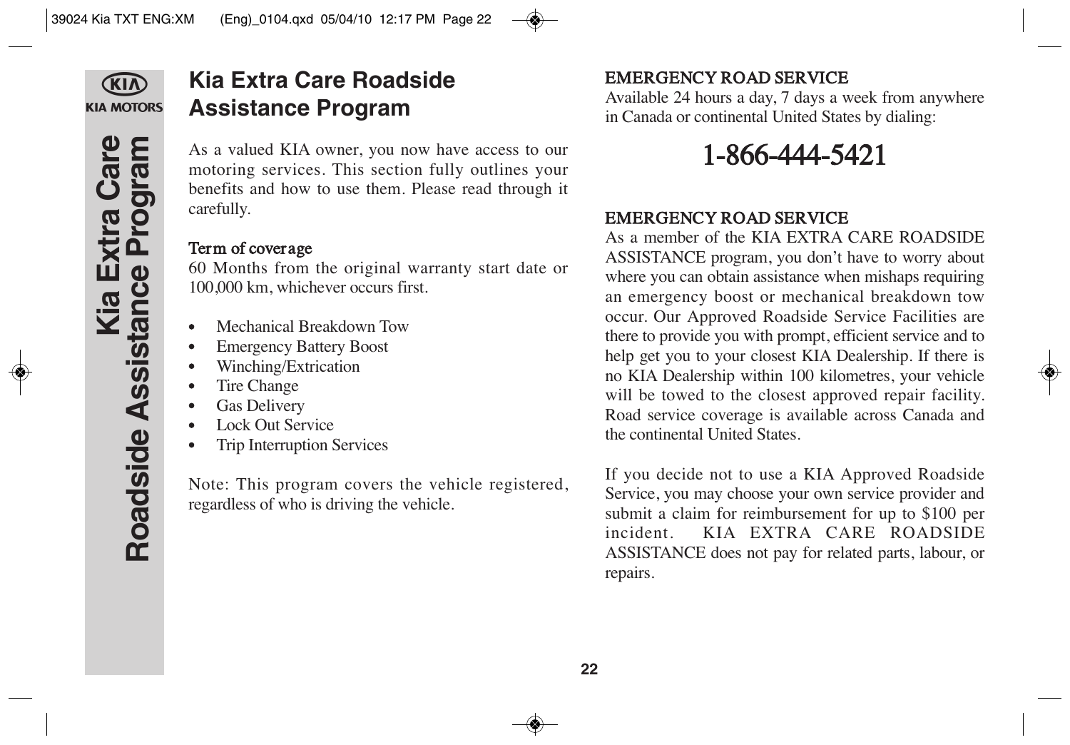## Kia Extra Care Roadside Assistance Program

As a valued KIA owner, you now have access to our motoring services. This section fully outlines your benefits and how to use them. Please read through it carefully.

**Term of coverage**
60 Months from the original warranty start date or 100,000 km, whichever occurs first.

- Mechanical Breakdown Tow
- Emergency Battery Boost
- Winching/Extrication
- Tire Change
- Gas Delivery
- Lock Out Service
- Trip Interruption Services

Note: This program covers the vehicle registered, regardless of who is driving the vehicle.

**EMERGENCY ROAD SERVICE**
Available 24 hours a day, 7 days a week from anywhere in Canada or continental United States by dialing:

# 1-866-444-5421

**EMERGENCY ROAD SERVICE**
As a member of the KIA EXTRA CARE ROADSIDE ASSISTANCE program, you don't have to worry about where you can obtain assistance when mishaps requiring an emergency boost or mechanical breakdown tow occur. Our Approved Roadside Service Facilities are there to provide you with prompt, efficient service and to help get you to your closest KIA Dealership. If there is no KIA Dealership within 100 kilometres, your vehicle will be towed to the closest approved repair facility. Road service coverage is available across Canada and the continental United States.

If you decide not to use a KIA Approved Roadside Service, you may choose your own service provider and submit a claim for reimbursement for up to $100 per incident. KIA EXTRA CARE ROADSIDE ASSISTANCE does not pay for related parts, labour, or repairs.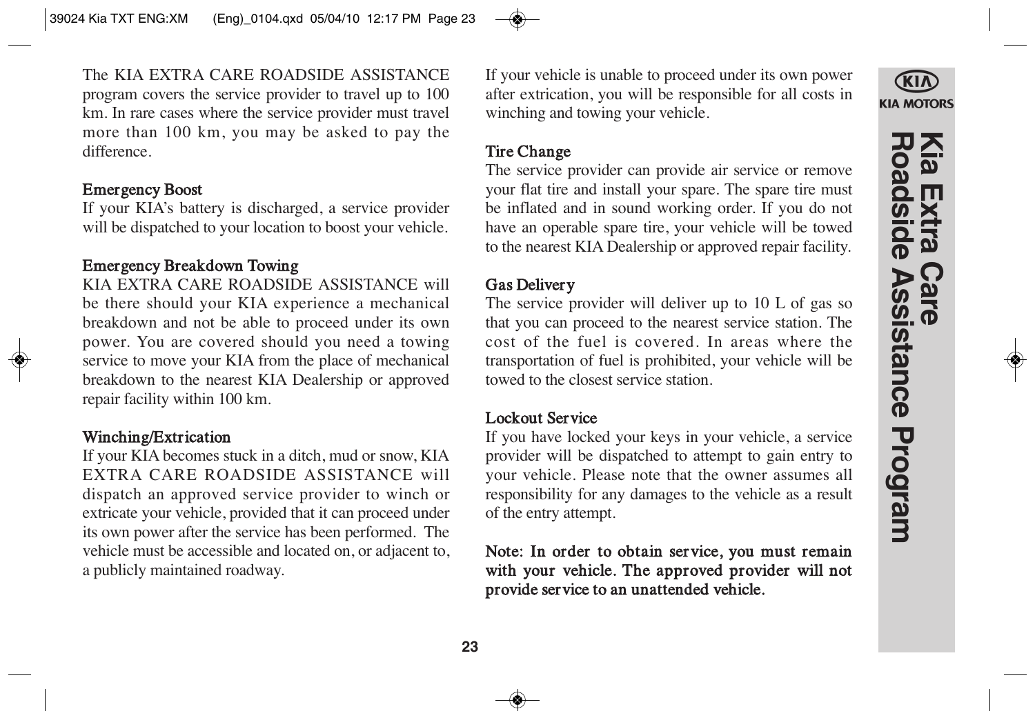The KIA EXTRA CARE ROADSIDE ASSISTANCE program covers the service provider to travel up to 100 km. In rare cases where the service provider must travel more than 100 km, you may be asked to pay the difference.

### Emergency Boost

If your KIA's battery is discharged, a service provider will be dispatched to your location to boost your vehicle.

### Emergency Breakdown Towing

KIA EXTRA CARE ROADSIDE ASSISTANCE will be there should your KIA experience a mechanical breakdown and not be able to proceed under its own power. You are covered should you need a towing service to move your KIA from the place of mechanical breakdown to the nearest KIA Dealership or approved repair facility within 100 km.

### Winching/Extrication

If your KIA becomes stuck in a ditch, mud or snow, KIA EXTRA CARE ROADSIDE ASSISTANCE will dispatch an approved service provider to winch or extricate your vehicle, provided that it can proceed under its own power after the service has been performed. The vehicle must be accessible and located on, or adjacent to, a publicly maintained roadway.

If your vehicle is unable to proceed under its own power after extrication, you will be responsible for all costs in winching and towing your vehicle.

### Tire Change

The service provider can provide air service or remove your flat tire and install your spare. The spare tire must be inflated and in sound working order. If you do not have an operable spare tire, your vehicle will be towed to the nearest KIA Dealership or approved repair facility.

### Gas Delivery

The service provider will deliver up to 10 L of gas so that you can proceed to the nearest service station. The cost of the fuel is covered. In areas where the transportation of fuel is prohibited, your vehicle will be towed to the closest service station.

### Lockout Service

If you have locked your keys in your vehicle, a service provider will be dispatched to attempt to gain entry to your vehicle. Please note that the owner assumes all responsibility for any damages to the vehicle as a result of the entry attempt.

**Note: In order to obtain service, you must remain with your vehicle. The approved provider will not provide service to an unattended vehicle.**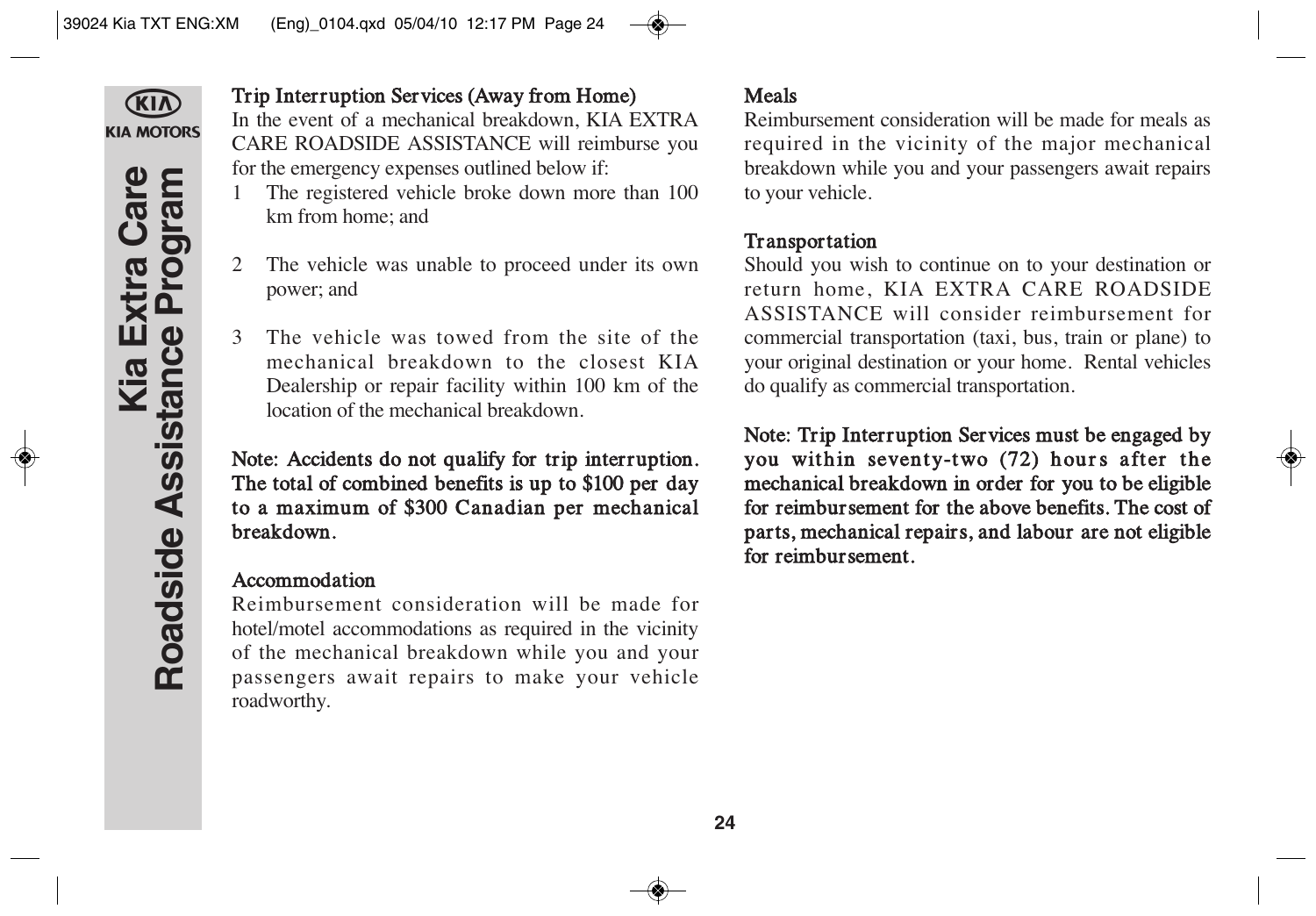## Trip Interruption Services (Away from Home)

In the event of a mechanical breakdown, KIA EXTRA CARE ROADSIDE ASSISTANCE will reimburse you for the emergency expenses outlined below if:

1. The registered vehicle broke down more than 100 km from home; and

2. The vehicle was unable to proceed under its own power; and

3. The vehicle was towed from the site of the mechanical breakdown to the closest KIA Dealership or repair facility within 100 km of the location of the mechanical breakdown.

**Note: Accidents do not qualify for trip interruption. The total of combined benefits is up to $100 per day to a maximum of $300 Canadian per mechanical breakdown.**

### Accommodation

Reimbursement consideration will be made for hotel/motel accommodations as required in the vicinity of the mechanical breakdown while you and your passengers await repairs to make your vehicle roadworthy.

### Meals

Reimbursement consideration will be made for meals as required in the vicinity of the major mechanical breakdown while you and your passengers await repairs to your vehicle.

### Transportation

Should you wish to continue on to your destination or return home, KIA EXTRA CARE ROADSIDE ASSISTANCE will consider reimbursement for commercial transportation (taxi, bus, train or plane) to your original destination or your home. Rental vehicles do qualify as commercial transportation.

**Note: Trip Interruption Services must be engaged by you within seventy-two (72) hours after the mechanical breakdown in order for you to be eligible for reimbursement for the above benefits. The cost of parts, mechanical repairs, and labour are not eligible for reimbursement.**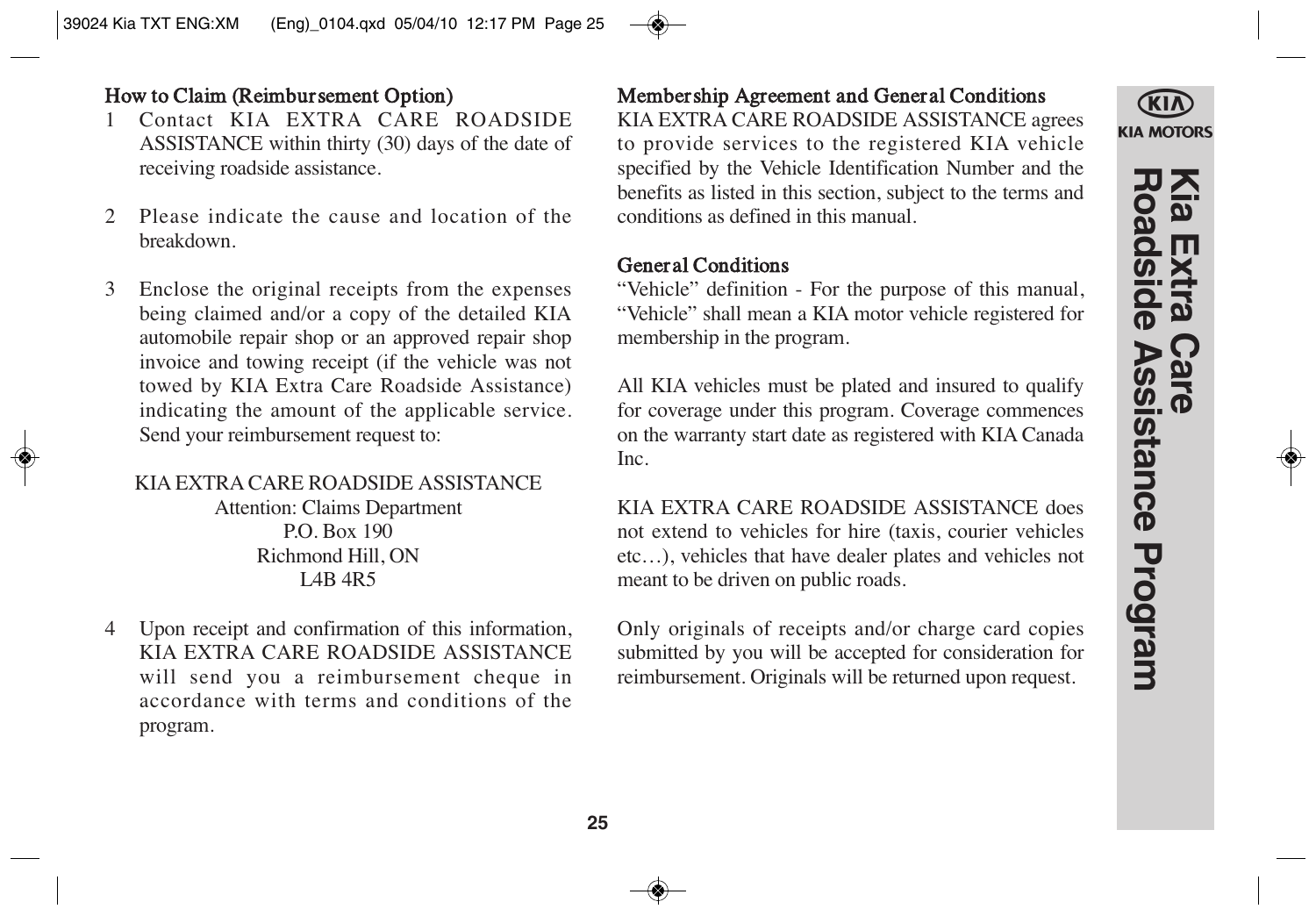### How to Claim (Reimbursement Option)

1. Contact KIA EXTRA CARE ROADSIDE ASSISTANCE within thirty (30) days of the date of receiving roadside assistance.

2. Please indicate the cause and location of the breakdown.

3. Enclose the original receipts from the expenses being claimed and/or a copy of the detailed KIA automobile repair shop or an approved repair shop invoice and towing receipt (if the vehicle was not towed by KIA Extra Care Roadside Assistance) indicating the amount of the applicable service. Send your reimbursement request to:

   KIA EXTRA CARE ROADSIDE ASSISTANCE
   Attention: Claims Department
   P.O. Box 190
   Richmond Hill, ON
   L4B 4R5

4. Upon receipt and confirmation of this information, KIA EXTRA CARE ROADSIDE ASSISTANCE will send you a reimbursement cheque in accordance with terms and conditions of the program.

### Membership Agreement and General Conditions

KIA EXTRA CARE ROADSIDE ASSISTANCE agrees to provide services to the registered KIA vehicle specified by the Vehicle Identification Number and the benefits as listed in this section, subject to the terms and conditions as defined in this manual.

### General Conditions

"Vehicle" definition - For the purpose of this manual, "Vehicle" shall mean a KIA motor vehicle registered for membership in the program.

All KIA vehicles must be plated and insured to qualify for coverage under this program. Coverage commences on the warranty start date as registered with KIA Canada Inc.

KIA EXTRA CARE ROADSIDE ASSISTANCE does not extend to vehicles for hire (taxis, courier vehicles etc…), vehicles that have dealer plates and vehicles not meant to be driven on public roads.

Only originals of receipts and/or charge card copies submitted by you will be accepted for consideration for reimbursement. Originals will be returned upon request.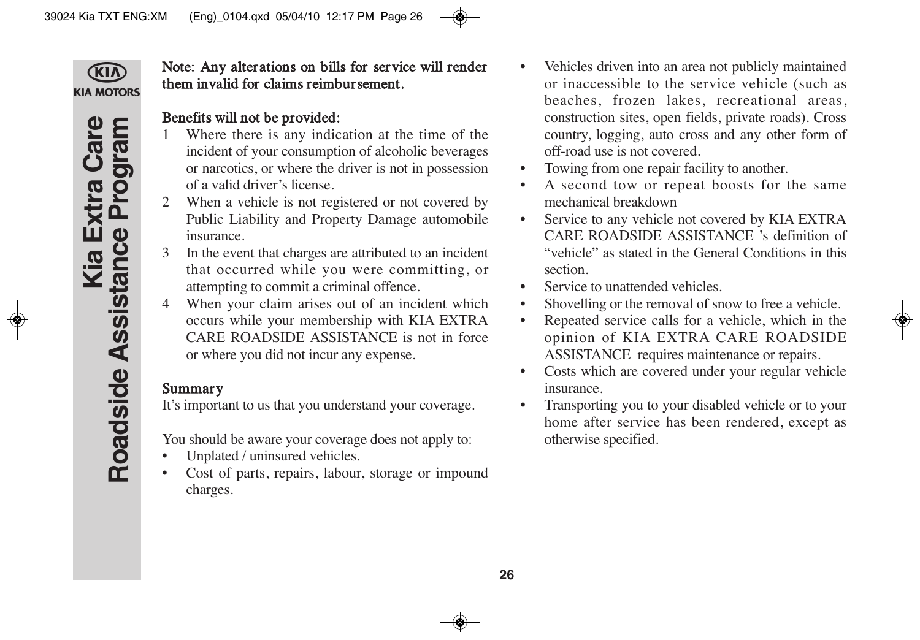**Note: Any alterations on bills for service will render them invalid for claims reimbursement.**

**Benefits will not be provided:**

1 Where there is any indication at the time of the incident of your consumption of alcoholic beverages or narcotics, or where the driver is not in possession of a valid driver's license.
2 When a vehicle is not registered or not covered by Public Liability and Property Damage automobile insurance.
3 In the event that charges are attributed to an incident that occurred while you were committing, or attempting to commit a criminal offence.
4 When your claim arises out of an incident which occurs while your membership with KIA EXTRA CARE ROADSIDE ASSISTANCE is not in force or where you did not incur any expense.

**Summary**

It's important to us that you understand your coverage.

You should be aware your coverage does not apply to:

- Unplated / uninsured vehicles.
- Cost of parts, repairs, labour, storage or impound charges.
- Vehicles driven into an area not publicly maintained or inaccessible to the service vehicle (such as beaches, frozen lakes, recreational areas, construction sites, open fields, private roads). Cross country, logging, auto cross and any other form of off-road use is not covered.
- Towing from one repair facility to another.
- A second tow or repeat boosts for the same mechanical breakdown
- Service to any vehicle not covered by KIA EXTRA CARE ROADSIDE ASSISTANCE 's definition of "vehicle" as stated in the General Conditions in this section.
- Service to unattended vehicles.
- Shovelling or the removal of snow to free a vehicle.
- Repeated service calls for a vehicle, which in the opinion of KIA EXTRA CARE ROADSIDE ASSISTANCE requires maintenance or repairs.
- Costs which are covered under your regular vehicle insurance.
- Transporting you to your disabled vehicle or to your home after service has been rendered, except as otherwise specified.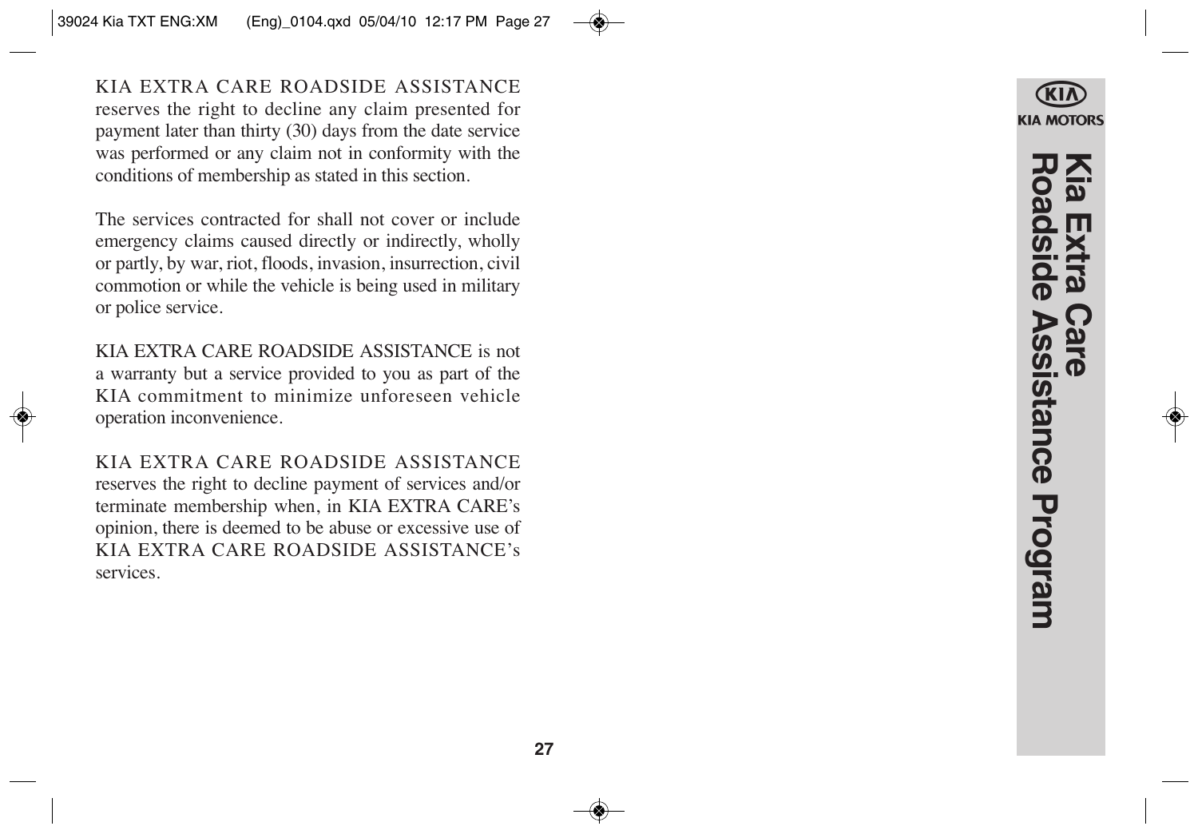KIA EXTRA CARE ROADSIDE ASSISTANCE reserves the right to decline any claim presented for payment later than thirty (30) days from the date service was performed or any claim not in conformity with the conditions of membership as stated in this section.

The services contracted for shall not cover or include emergency claims caused directly or indirectly, wholly or partly, by war, riot, floods, invasion, insurrection, civil commotion or while the vehicle is being used in military or police service.

KIA EXTRA CARE ROADSIDE ASSISTANCE is not a warranty but a service provided to you as part of the KIA commitment to minimize unforeseen vehicle operation inconvenience.

KIA EXTRA CARE ROADSIDE ASSISTANCE reserves the right to decline payment of services and/or terminate membership when, in KIA EXTRA CARE's opinion, there is deemed to be abuse or excessive use of KIA EXTRA CARE ROADSIDE ASSISTANCE's services.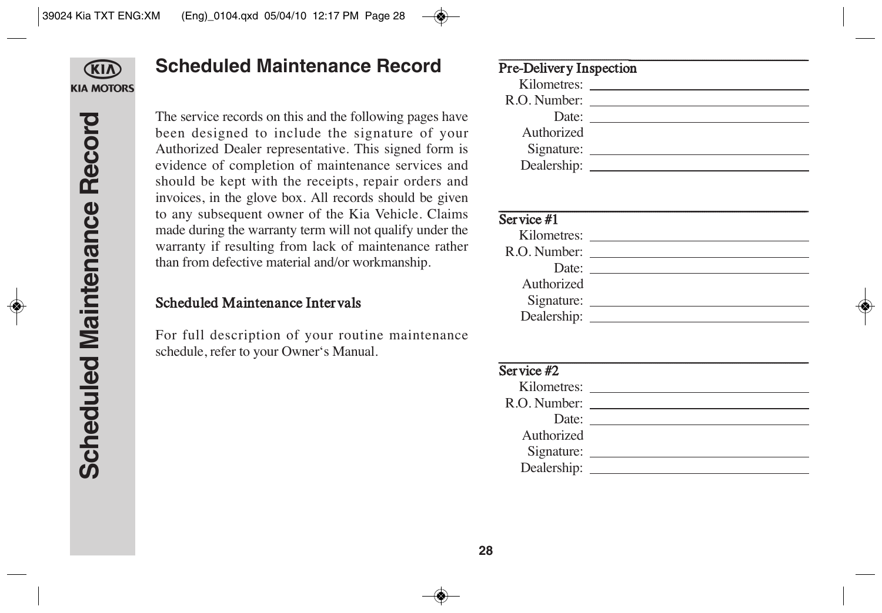# Scheduled Maintenance Record

The service records on this and the following pages have been designed to include the signature of your Authorized Dealer representative. This signed form is evidence of completion of maintenance services and should be kept with the receipts, repair orders and invoices, in the glove box. All records should be given to any subsequent owner of the Kia Vehicle. Claims made during the warranty term will not qualify under the warranty if resulting from lack of maintenance rather than from defective material and/or workmanship.

## Scheduled Maintenance Intervals

For full description of your routine maintenance schedule, refer to your Owner's Manual.

### Pre-Delivery Inspection

Kilometres: ____________________

R.O. Number: ____________________

Date: ____________________

Authorized Signature: ____________________

Dealership: ____________________

### Service #1

Kilometres: ____________________

R.O. Number: ____________________

Date: ____________________

Authorized Signature: ____________________

Dealership: ____________________

### Service #2

Kilometres: ____________________

R.O. Number: ____________________

Date: ____________________

Authorized Signature: ____________________

Dealership: ____________________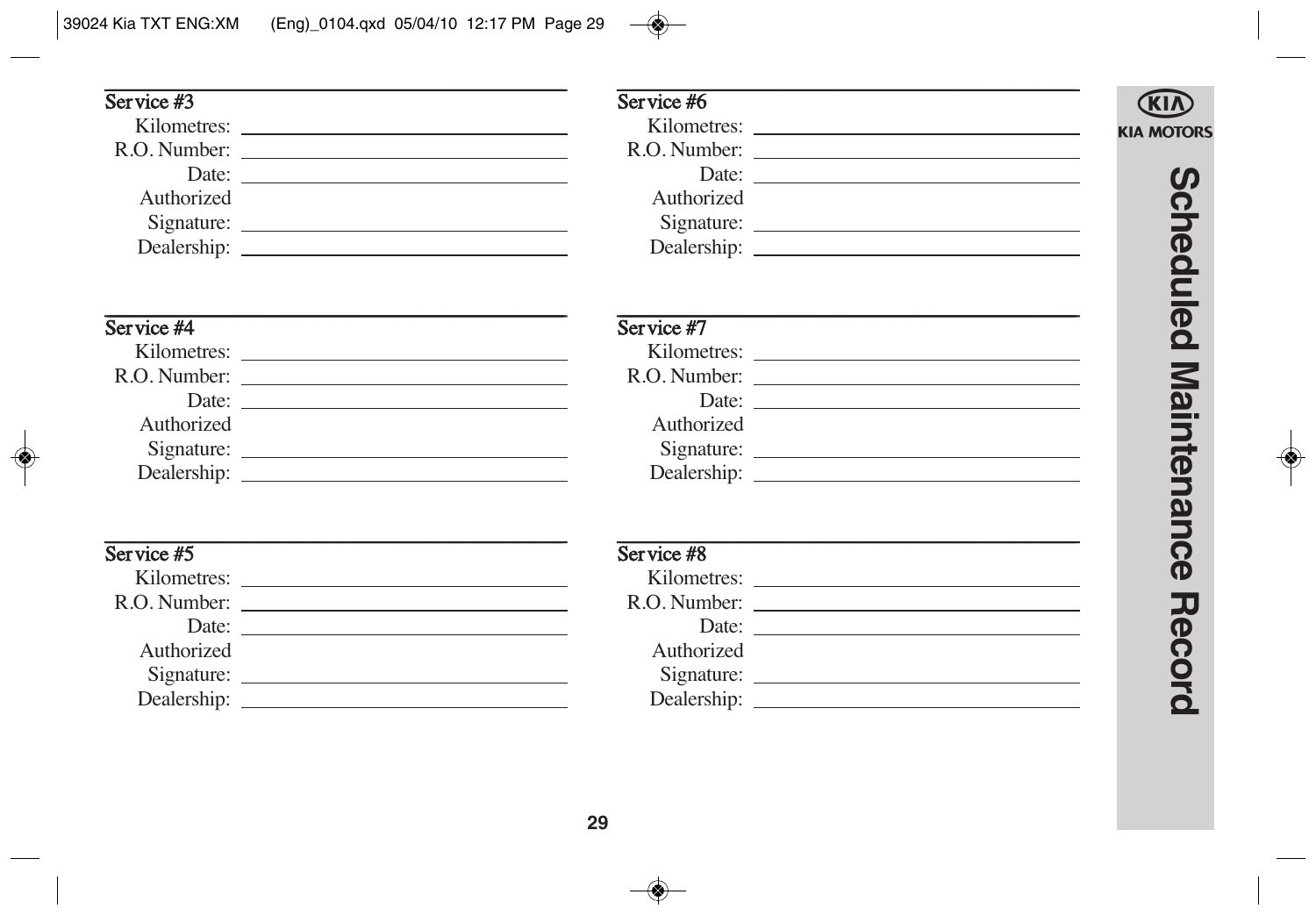## Scheduled Maintenance Record

KIA MOTORS

### Service #3

Kilometres: \_\_\_\_\_\_\_\_\_\_\_\_\_\_\_\_\_\_\_\_

R.O. Number: \_\_\_\_\_\_\_\_\_\_\_\_\_\_\_\_\_\_\_\_

Date: \_\_\_\_\_\_\_\_\_\_\_\_\_\_\_\_\_\_\_\_

Authorized Signature: \_\_\_\_\_\_\_\_\_\_\_\_\_\_\_\_\_\_\_\_

Dealership: \_\_\_\_\_\_\_\_\_\_\_\_\_\_\_\_\_\_\_\_

### Service #4

Kilometres: \_\_\_\_\_\_\_\_\_\_\_\_\_\_\_\_\_\_\_\_

R.O. Number: \_\_\_\_\_\_\_\_\_\_\_\_\_\_\_\_\_\_\_\_

Date: \_\_\_\_\_\_\_\_\_\_\_\_\_\_\_\_\_\_\_\_

Authorized Signature: \_\_\_\_\_\_\_\_\_\_\_\_\_\_\_\_\_\_\_\_

Dealership: \_\_\_\_\_\_\_\_\_\_\_\_\_\_\_\_\_\_\_\_

### Service #5

Kilometres: \_\_\_\_\_\_\_\_\_\_\_\_\_\_\_\_\_\_\_\_

R.O. Number: \_\_\_\_\_\_\_\_\_\_\_\_\_\_\_\_\_\_\_\_

Date: \_\_\_\_\_\_\_\_\_\_\_\_\_\_\_\_\_\_\_\_

Authorized Signature: \_\_\_\_\_\_\_\_\_\_\_\_\_\_\_\_\_\_\_\_

Dealership: \_\_\_\_\_\_\_\_\_\_\_\_\_\_\_\_\_\_\_\_

### Service #6

Kilometres: \_\_\_\_\_\_\_\_\_\_\_\_\_\_\_\_\_\_\_\_

R.O. Number: \_\_\_\_\_\_\_\_\_\_\_\_\_\_\_\_\_\_\_\_

Date: \_\_\_\_\_\_\_\_\_\_\_\_\_\_\_\_\_\_\_\_

Authorized Signature: \_\_\_\_\_\_\_\_\_\_\_\_\_\_\_\_\_\_\_\_

Dealership: \_\_\_\_\_\_\_\_\_\_\_\_\_\_\_\_\_\_\_\_

### Service #7

Kilometres: \_\_\_\_\_\_\_\_\_\_\_\_\_\_\_\_\_\_\_\_

R.O. Number: \_\_\_\_\_\_\_\_\_\_\_\_\_\_\_\_\_\_\_\_

Date: \_\_\_\_\_\_\_\_\_\_\_\_\_\_\_\_\_\_\_\_

Authorized Signature: \_\_\_\_\_\_\_\_\_\_\_\_\_\_\_\_\_\_\_\_

Dealership: \_\_\_\_\_\_\_\_\_\_\_\_\_\_\_\_\_\_\_\_

### Service #8

Kilometres: \_\_\_\_\_\_\_\_\_\_\_\_\_\_\_\_\_\_\_\_

R.O. Number: \_\_\_\_\_\_\_\_\_\_\_\_\_\_\_\_\_\_\_\_

Date: \_\_\_\_\_\_\_\_\_\_\_\_\_\_\_\_\_\_\_\_

Authorized Signature: \_\_\_\_\_\_\_\_\_\_\_\_\_\_\_\_\_\_\_\_

Dealership: \_\_\_\_\_\_\_\_\_\_\_\_\_\_\_\_\_\_\_\_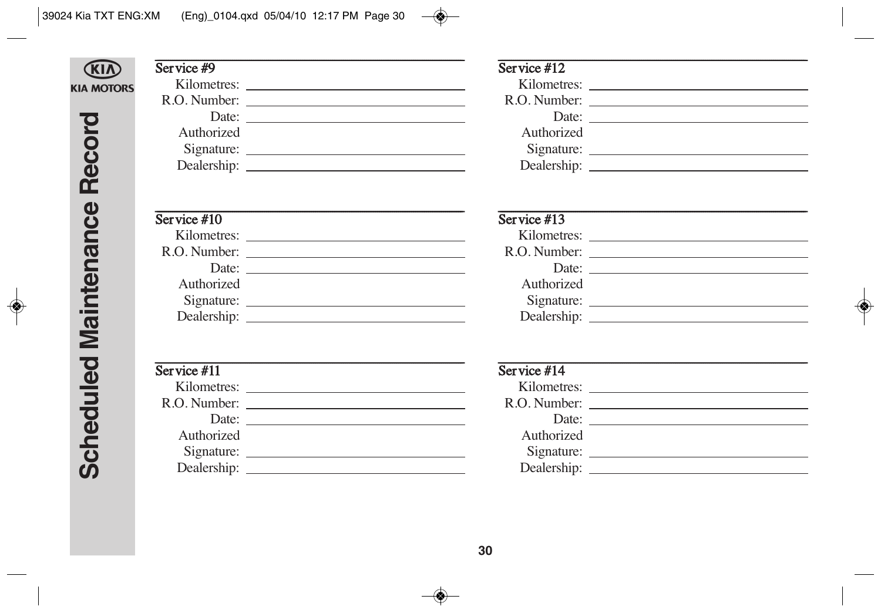# Scheduled Maintenance Record

**Service #9**

Kilometres: \_\_\_\_\_\_\_\_\_\_\_\_\_\_\_\_\_\_\_\_
R.O. Number: \_\_\_\_\_\_\_\_\_\_\_\_\_\_\_\_\_\_\_\_
Date: \_\_\_\_\_\_\_\_\_\_\_\_\_\_\_\_\_\_\_\_
Authorized Signature: \_\_\_\_\_\_\_\_\_\_\_\_\_\_\_\_\_\_\_\_
Dealership: \_\_\_\_\_\_\_\_\_\_\_\_\_\_\_\_\_\_\_\_

**Service #10**

Kilometres: \_\_\_\_\_\_\_\_\_\_\_\_\_\_\_\_\_\_\_\_
R.O. Number: \_\_\_\_\_\_\_\_\_\_\_\_\_\_\_\_\_\_\_\_
Date: \_\_\_\_\_\_\_\_\_\_\_\_\_\_\_\_\_\_\_\_
Authorized Signature: \_\_\_\_\_\_\_\_\_\_\_\_\_\_\_\_\_\_\_\_
Dealership: \_\_\_\_\_\_\_\_\_\_\_\_\_\_\_\_\_\_\_\_

**Service #11**

Kilometres: \_\_\_\_\_\_\_\_\_\_\_\_\_\_\_\_\_\_\_\_
R.O. Number: \_\_\_\_\_\_\_\_\_\_\_\_\_\_\_\_\_\_\_\_
Date: \_\_\_\_\_\_\_\_\_\_\_\_\_\_\_\_\_\_\_\_
Authorized Signature: \_\_\_\_\_\_\_\_\_\_\_\_\_\_\_\_\_\_\_\_
Dealership: \_\_\_\_\_\_\_\_\_\_\_\_\_\_\_\_\_\_\_\_

**Service #12**

Kilometres: \_\_\_\_\_\_\_\_\_\_\_\_\_\_\_\_\_\_\_\_
R.O. Number: \_\_\_\_\_\_\_\_\_\_\_\_\_\_\_\_\_\_\_\_
Date: \_\_\_\_\_\_\_\_\_\_\_\_\_\_\_\_\_\_\_\_
Authorized Signature: \_\_\_\_\_\_\_\_\_\_\_\_\_\_\_\_\_\_\_\_
Dealership: \_\_\_\_\_\_\_\_\_\_\_\_\_\_\_\_\_\_\_\_

**Service #13**

Kilometres: \_\_\_\_\_\_\_\_\_\_\_\_\_\_\_\_\_\_\_\_
R.O. Number: \_\_\_\_\_\_\_\_\_\_\_\_\_\_\_\_\_\_\_\_
Date: \_\_\_\_\_\_\_\_\_\_\_\_\_\_\_\_\_\_\_\_
Authorized Signature: \_\_\_\_\_\_\_\_\_\_\_\_\_\_\_\_\_\_\_\_
Dealership: \_\_\_\_\_\_\_\_\_\_\_\_\_\_\_\_\_\_\_\_

**Service #14**

Kilometres: \_\_\_\_\_\_\_\_\_\_\_\_\_\_\_\_\_\_\_\_
R.O. Number: \_\_\_\_\_\_\_\_\_\_\_\_\_\_\_\_\_\_\_\_
Date: \_\_\_\_\_\_\_\_\_\_\_\_\_\_\_\_\_\_\_\_
Authorized Signature: \_\_\_\_\_\_\_\_\_\_\_\_\_\_\_\_\_\_\_\_
Dealership: \_\_\_\_\_\_\_\_\_\_\_\_\_\_\_\_\_\_\_\_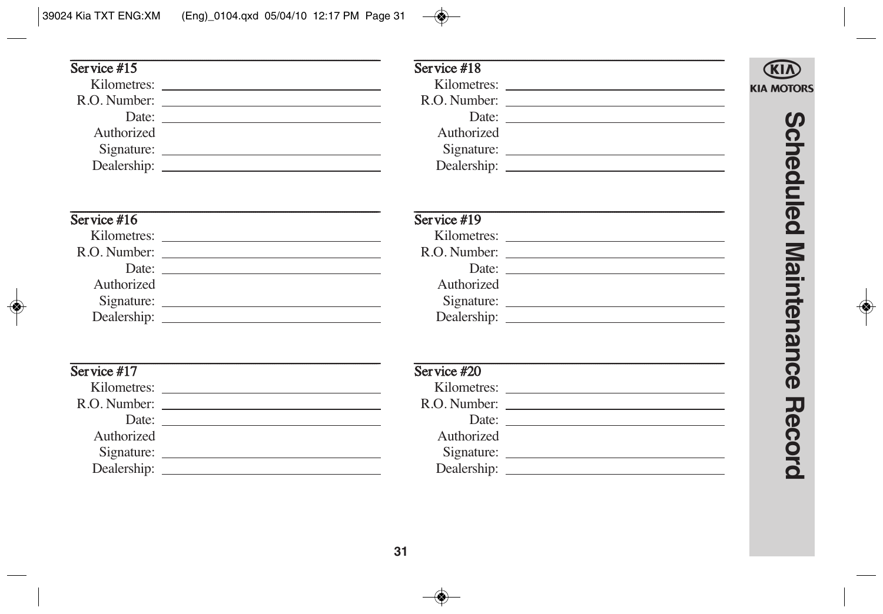# Scheduled Maintenance Record

KIA MOTORS

### Service #15

Kilometres: ______________________

R.O. Number: ______________________

Date: ______________________

Authorized Signature: ______________________

Dealership: ______________________

### Service #16

Kilometres: ______________________

R.O. Number: ______________________

Date: ______________________

Authorized Signature: ______________________

Dealership: ______________________

### Service #17

Kilometres: ______________________

R.O. Number: ______________________

Date: ______________________

Authorized Signature: ______________________

Dealership: ______________________

### Service #18

Kilometres: ______________________

R.O. Number: ______________________

Date: ______________________

Authorized Signature: ______________________

Dealership: ______________________

### Service #19

Kilometres: ______________________

R.O. Number: ______________________

Date: ______________________

Authorized Signature: ______________________

Dealership: ______________________

### Service #20

Kilometres: ______________________

R.O. Number: ______________________

Date: ______________________

Authorized Signature: ______________________

Dealership: ______________________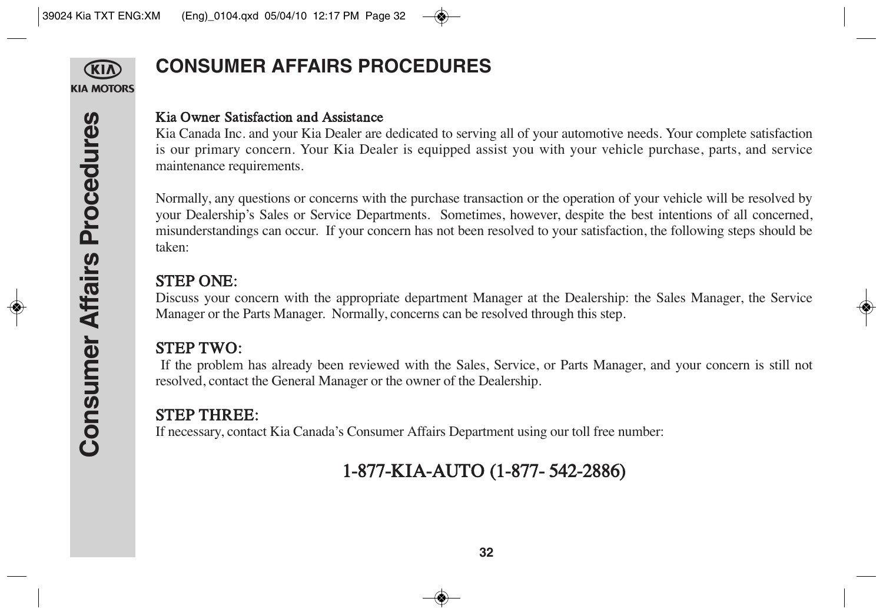# CONSUMER AFFAIRS PROCEDURES

**Kia Owner Satisfaction and Assistance**

Kia Canada Inc. and your Kia Dealer are dedicated to serving all of your automotive needs. Your complete satisfaction is our primary concern. Your Kia Dealer is equipped assist you with your vehicle purchase, parts, and service maintenance requirements.

Normally, any questions or concerns with the purchase transaction or the operation of your vehicle will be resolved by your Dealership's Sales or Service Departments. Sometimes, however, despite the best intentions of all concerned, misunderstandings can occur. If your concern has not been resolved to your satisfaction, the following steps should be taken:

**STEP ONE:**

Discuss your concern with the appropriate department Manager at the Dealership: the Sales Manager, the Service Manager or the Parts Manager. Normally, concerns can be resolved through this step.

**STEP TWO:**

If the problem has already been reviewed with the Sales, Service, or Parts Manager, and your concern is still not resolved, contact the General Manager or the owner of the Dealership.

**STEP THREE:**

If necessary, contact Kia Canada's Consumer Affairs Department using our toll free number:

**1-877-KIA-AUTO (1-877- 542-2886)**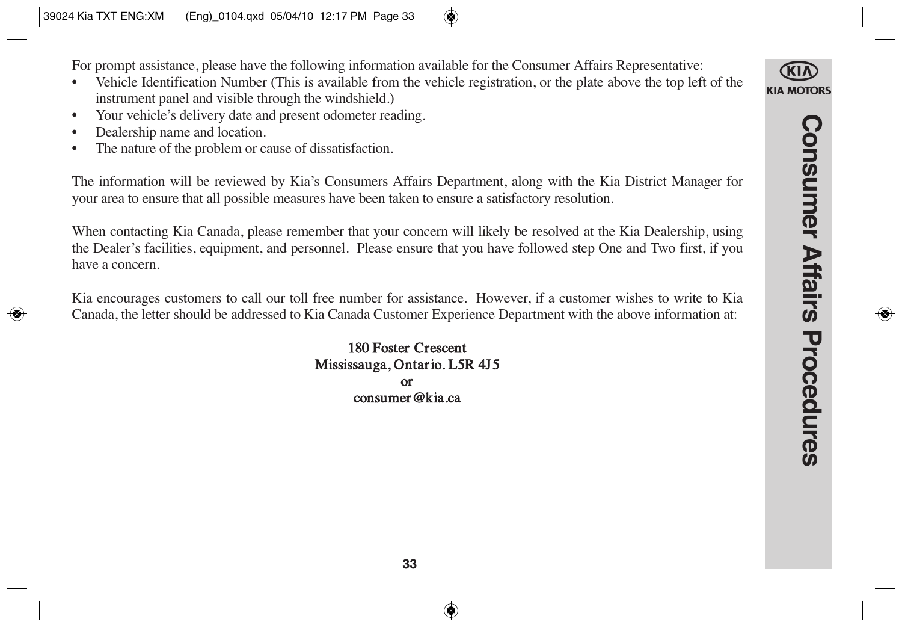For prompt assistance, please have the following information available for the Consumer Affairs Representative:

- Vehicle Identification Number (This is available from the vehicle registration, or the plate above the top left of the instrument panel and visible through the windshield.)
- Your vehicle's delivery date and present odometer reading.
- Dealership name and location.
- The nature of the problem or cause of dissatisfaction.

The information will be reviewed by Kia's Consumers Affairs Department, along with the Kia District Manager for your area to ensure that all possible measures have been taken to ensure a satisfactory resolution.

When contacting Kia Canada, please remember that your concern will likely be resolved at the Kia Dealership, using the Dealer's facilities, equipment, and personnel. Please ensure that you have followed step One and Two first, if you have a concern.

Kia encourages customers to call our toll free number for assistance. However, if a customer wishes to write to Kia Canada, the letter should be addressed to Kia Canada Customer Experience Department with the above information at:

**180 Foster Crescent**
**Mississauga, Ontario. L5R 4J5**
**or**
**consumer@kia.ca**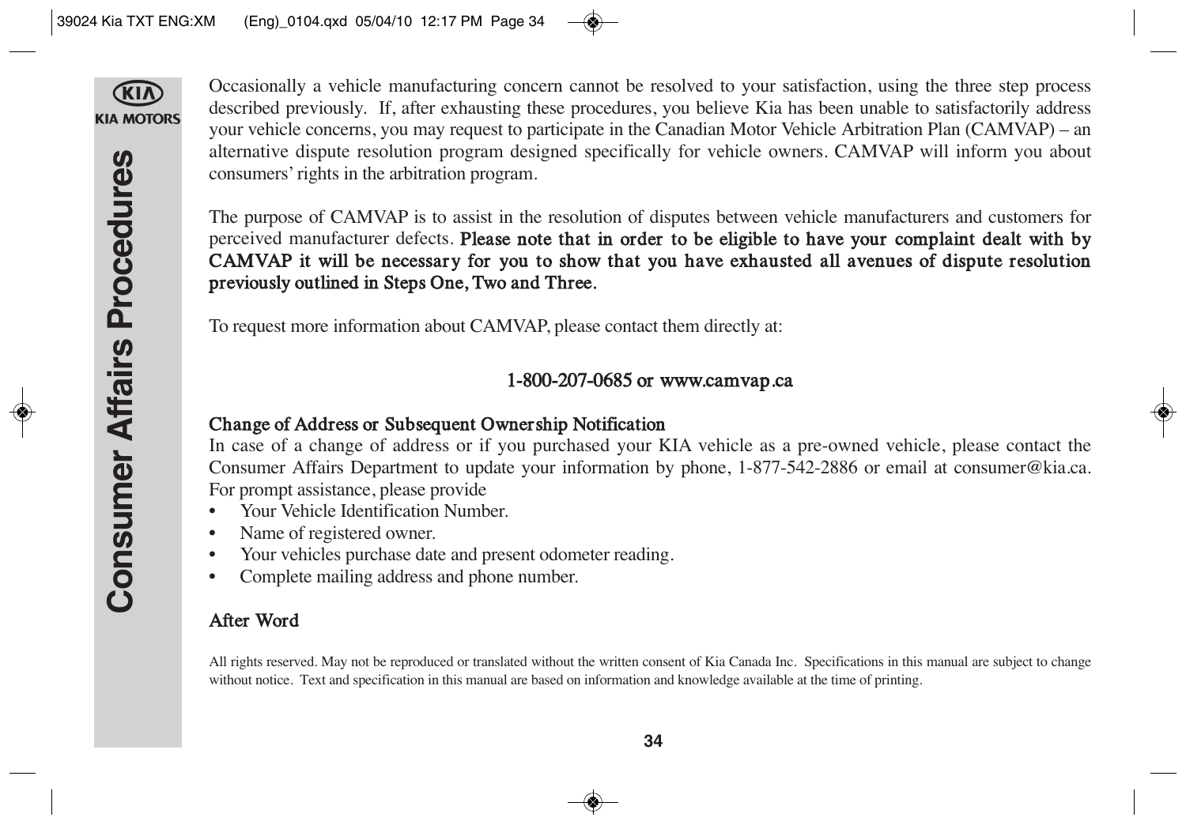Occasionally a vehicle manufacturing concern cannot be resolved to your satisfaction, using the three step process described previously. If, after exhausting these procedures, you believe Kia has been unable to satisfactorily address your vehicle concerns, you may request to participate in the Canadian Motor Vehicle Arbitration Plan (CAMVAP) – an alternative dispute resolution program designed specifically for vehicle owners. CAMVAP will inform you about consumers' rights in the arbitration program.

The purpose of CAMVAP is to assist in the resolution of disputes between vehicle manufacturers and customers for perceived manufacturer defects. **Please note that in order to be eligible to have your complaint dealt with by CAMVAP it will be necessary for you to show that you have exhausted all avenues of dispute resolution previously outlined in Steps One, Two and Three.**

To request more information about CAMVAP, please contact them directly at:

**1-800-207-0685 or www.camvap.ca**

**Change of Address or Subsequent Ownership Notification**

In case of a change of address or if you purchased your KIA vehicle as a pre-owned vehicle, please contact the Consumer Affairs Department to update your information by phone, 1-877-542-2886 or email at consumer@kia.ca. For prompt assistance, please provide

- Your Vehicle Identification Number.
- Name of registered owner.
- Your vehicles purchase date and present odometer reading.
- Complete mailing address and phone number.

**After Word**

All rights reserved. May not be reproduced or translated without the written consent of Kia Canada Inc. Specifications in this manual are subject to change without notice. Text and specification in this manual are based on information and knowledge available at the time of printing.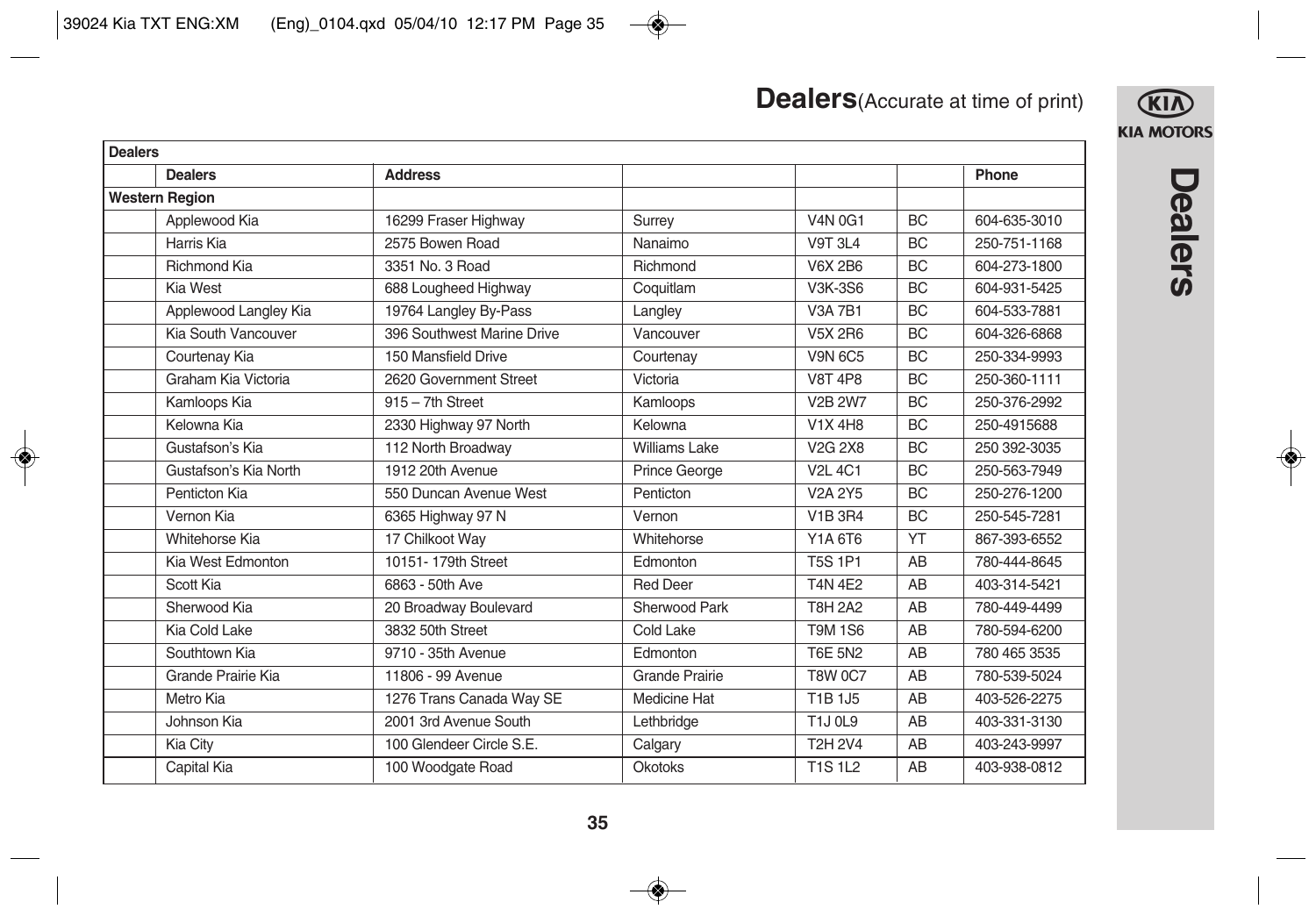# Dealers(Accurate at time of print)

| Dealers | | | | | | |
|---|---|---|---|---|---|---|
| | **Dealers** | **Address** | | | | **Phone** |
| **Western Region** | | | | | | |
| | Applewood Kia | 16299 Fraser Highway | Surrey | V4N 0G1 | BC | 604-635-3010 |
| | Harris Kia | 2575 Bowen Road | Nanaimo | V9T 3L4 | BC | 250-751-1168 |
| | Richmond Kia | 3351 No. 3 Road | Richmond | V6X 2B6 | BC | 604-273-1800 |
| | Kia West | 688 Lougheed Highway | Coquitlam | V3K-3S6 | BC | 604-931-5425 |
| | Applewood Langley Kia | 19764 Langley By-Pass | Langley | V3A 7B1 | BC | 604-533-7881 |
| | Kia South Vancouver | 396 Southwest Marine Drive | Vancouver | V5X 2R6 | BC | 604-326-6868 |
| | Courtenay Kia | 150 Mansfield Drive | Courtenay | V9N 6C5 | BC | 250-334-9993 |
| | Graham Kia Victoria | 2620 Government Street | Victoria | V8T 4P8 | BC | 250-360-1111 |
| | Kamloops Kia | 915 – 7th Street | Kamloops | V2B 2W7 | BC | 250-376-2992 |
| | Kelowna Kia | 2330 Highway 97 North | Kelowna | V1X 4H8 | BC | 250-4915688 |
| | Gustafson's Kia | 112 North Broadway | Williams Lake | V2G 2X8 | BC | 250 392-3035 |
| | Gustafson's Kia North | 1912 20th Avenue | Prince George | V2L 4C1 | BC | 250-563-7949 |
| | Penticton Kia | 550 Duncan Avenue West | Penticton | V2A 2Y5 | BC | 250-276-1200 |
| | Vernon Kia | 6365 Highway 97 N | Vernon | V1B 3R4 | BC | 250-545-7281 |
| | Whitehorse Kia | 17 Chilkoot Way | Whitehorse | Y1A 6T6 | YT | 867-393-6552 |
| | Kia West Edmonton | 10151- 179th Street | Edmonton | T5S 1P1 | AB | 780-444-8645 |
| | Scott Kia | 6863 - 50th Ave | Red Deer | T4N 4E2 | AB | 403-314-5421 |
| | Sherwood Kia | 20 Broadway Boulevard | Sherwood Park | T8H 2A2 | AB | 780-449-4499 |
| | Kia Cold Lake | 3832 50th Street | Cold Lake | T9M 1S6 | AB | 780-594-6200 |
| | Southtown Kia | 9710 - 35th Avenue | Edmonton | T6E 5N2 | AB | 780 465 3535 |
| | Grande Prairie Kia | 11806 - 99 Avenue | Grande Prairie | T8W 0C7 | AB | 780-539-5024 |
| | Metro Kia | 1276 Trans Canada Way SE | Medicine Hat | T1B 1J5 | AB | 403-526-2275 |
| | Johnson Kia | 2001 3rd Avenue South | Lethbridge | T1J 0L9 | AB | 403-331-3130 |
| | Kia City | 100 Glendeer Circle S.E. | Calgary | T2H 2V4 | AB | 403-243-9997 |
| | Capital Kia | 100 Woodgate Road | Okotoks | T1S 1L2 | AB | 403-938-0812 |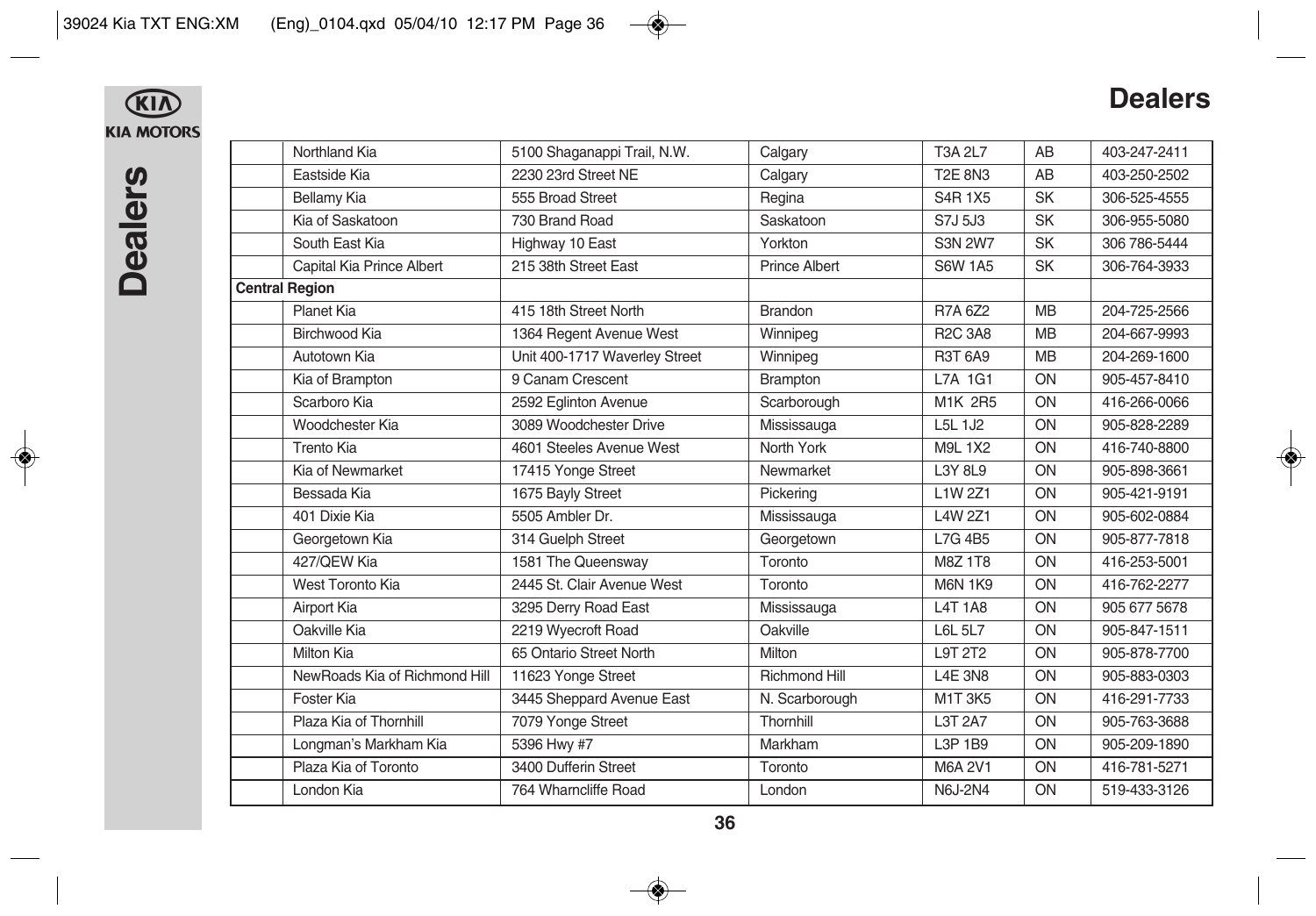# Dealers

| | | | | | | |
|---|---|---|---|---|---|---|
| | Northland Kia | 5100 Shaganappi Trail, N.W. | Calgary | T3A 2L7 | AB | 403-247-2411 |
| | Eastside Kia | 2230 23rd Street NE | Calgary | T2E 8N3 | AB | 403-250-2502 |
| | Bellamy Kia | 555 Broad Street | Regina | S4R 1X5 | SK | 306-525-4555 |
| | Kia of Saskatoon | 730 Brand Road | Saskatoon | S7J 5J3 | SK | 306-955-5080 |
| | South East Kia | Highway 10 East | Yorkton | S3N 2W7 | SK | 306 786-5444 |
| | Capital Kia Prince Albert | 215 38th Street East | Prince Albert | S6W 1A5 | SK | 306-764-3933 |
| **Central Region** | | | | | | |
| | Planet Kia | 415 18th Street North | Brandon | R7A 6Z2 | MB | 204-725-2566 |
| | Birchwood Kia | 1364 Regent Avenue West | Winnipeg | R2C 3A8 | MB | 204-667-9993 |
| | Autotown Kia | Unit 400-1717 Waverley Street | Winnipeg | R3T 6A9 | MB | 204-269-1600 |
| | Kia of Brampton | 9 Canam Crescent | Brampton | L7A 1G1 | ON | 905-457-8410 |
| | Scarboro Kia | 2592 Eglinton Avenue | Scarborough | M1K 2R5 | ON | 416-266-0066 |
| | Woodchester Kia | 3089 Woodchester Drive | Mississauga | L5L 1J2 | ON | 905-828-2289 |
| | Trento Kia | 4601 Steeles Avenue West | North York | M9L 1X2 | ON | 416-740-8800 |
| | Kia of Newmarket | 17415 Yonge Street | Newmarket | L3Y 8L9 | ON | 905-898-3661 |
| | Bessada Kia | 1675 Bayly Street | Pickering | L1W 2Z1 | ON | 905-421-9191 |
| | 401 Dixie Kia | 5505 Ambler Dr. | Mississauga | L4W 2Z1 | ON | 905-602-0884 |
| | Georgetown Kia | 314 Guelph Street | Georgetown | L7G 4B5 | ON | 905-877-7818 |
| | 427/QEW Kia | 1581 The Queensway | Toronto | M8Z 1T8 | ON | 416-253-5001 |
| | West Toronto Kia | 2445 St. Clair Avenue West | Toronto | M6N 1K9 | ON | 416-762-2277 |
| | Airport Kia | 3295 Derry Road East | Mississauga | L4T 1A8 | ON | 905 677 5678 |
| | Oakville Kia | 2219 Wyecroft Road | Oakville | L6L 5L7 | ON | 905-847-1511 |
| | Milton Kia | 65 Ontario Street North | Milton | L9T 2T2 | ON | 905-878-7700 |
| | NewRoads Kia of Richmond Hill | 11623 Yonge Street | Richmond Hill | L4E 3N8 | ON | 905-883-0303 |
| | Foster Kia | 3445 Sheppard Avenue East | N. Scarborough | M1T 3K5 | ON | 416-291-7733 |
| | Plaza Kia of Thornhill | 7079 Yonge Street | Thornhill | L3T 2A7 | ON | 905-763-3688 |
| | Longman's Markham Kia | 5396 Hwy #7 | Markham | L3P 1B9 | ON | 905-209-1890 |
| | Plaza Kia of Toronto | 3400 Dufferin Street | Toronto | M6A 2V1 | ON | 416-781-5271 |
| | London Kia | 764 Wharncliffe Road | London | N6J-2N4 | ON | 519-433-3126 |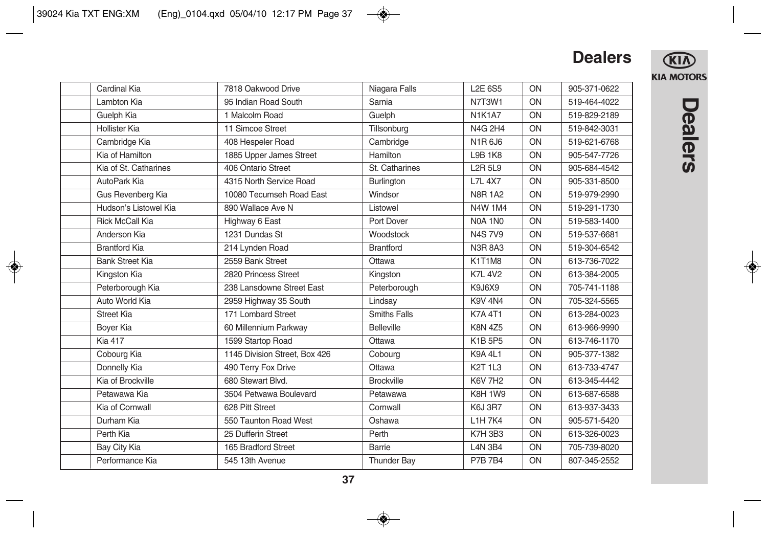# Dealers

| | | | | | |
|---|---|---|---|---|---|
| | Cardinal Kia | 7818 Oakwood Drive | Niagara Falls | L2E 6S5 | ON | 905-371-0622 |
| | Lambton Kia | 95 Indian Road South | Sarnia | N7T3W1 | ON | 519-464-4022 |
| | Guelph Kia | 1 Malcolm Road | Guelph | N1K1A7 | ON | 519-829-2189 |
| | Hollister Kia | 11 Simcoe Street | Tillsonburg | N4G 2H4 | ON | 519-842-3031 |
| | Cambridge Kia | 408 Hespeler Road | Cambridge | N1R 6J6 | ON | 519-621-6768 |
| | Kia of Hamilton | 1885 Upper James Street | Hamilton | L9B 1K8 | ON | 905-547-7726 |
| | Kia of St. Catharines | 406 Ontario Street | St. Catharines | L2R 5L9 | ON | 905-684-4542 |
| | AutoPark Kia | 4315 North Service Road | Burlington | L7L 4X7 | ON | 905-331-8500 |
| | Gus Revenberg Kia | 10080 Tecumseh Road East | Windsor | N8R 1A2 | ON | 519-979-2990 |
| | Hudson's Listowel Kia | 890 Wallace Ave N | Listowel | N4W 1M4 | ON | 519-291-1730 |
| | Rick McCall Kia | Highway 6 East | Port Dover | N0A 1N0 | ON | 519-583-1400 |
| | Anderson Kia | 1231 Dundas St | Woodstock | N4S 7V9 | ON | 519-537-6681 |
| | Brantford Kia | 214 Lynden Road | Brantford | N3R 8A3 | ON | 519-304-6542 |
| | Bank Street Kia | 2559 Bank Street | Ottawa | K1T1M8 | ON | 613-736-7022 |
| | Kingston Kia | 2820 Princess Street | Kingston | K7L 4V2 | ON | 613-384-2005 |
| | Peterborough Kia | 238 Lansdowne Street East | Peterborough | K9J6X9 | ON | 705-741-1188 |
| | Auto World Kia | 2959 Highway 35 South | Lindsay | K9V 4N4 | ON | 705-324-5565 |
| | Street Kia | 171 Lombard Street | Smiths Falls | K7A 4T1 | ON | 613-284-0023 |
| | Boyer Kia | 60 Millennium Parkway | Belleville | K8N 4Z5 | ON | 613-966-9990 |
| | Kia 417 | 1599 Startop Road | Ottawa | K1B 5P5 | ON | 613-746-1170 |
| | Cobourg Kia | 1145 Division Street, Box 426 | Cobourg | K9A 4L1 | ON | 905-377-1382 |
| | Donnelly Kia | 490 Terry Fox Drive | Ottawa | K2T 1L3 | ON | 613-733-4747 |
| | Kia of Brockville | 680 Stewart Blvd. | Brockville | K6V 7H2 | ON | 613-345-4442 |
| | Petawawa Kia | 3504 Petwawa Boulevard | Petawawa | K8H 1W9 | ON | 613-687-6588 |
| | Kia of Cornwall | 628 Pitt Street | Cornwall | K6J 3R7 | ON | 613-937-3433 |
| | Durham Kia | 550 Taunton Road West | Oshawa | L1H 7K4 | ON | 905-571-5420 |
| | Perth Kia | 25 Dufferin Street | Perth | K7H 3B3 | ON | 613-326-0023 |
| | Bay City Kia | 165 Bradford Street | Barrie | L4N 3B4 | ON | 705-739-8020 |
| | Performance Kia | 545 13th Avenue | Thunder Bay | P7B 7B4 | ON | 807-345-2552 |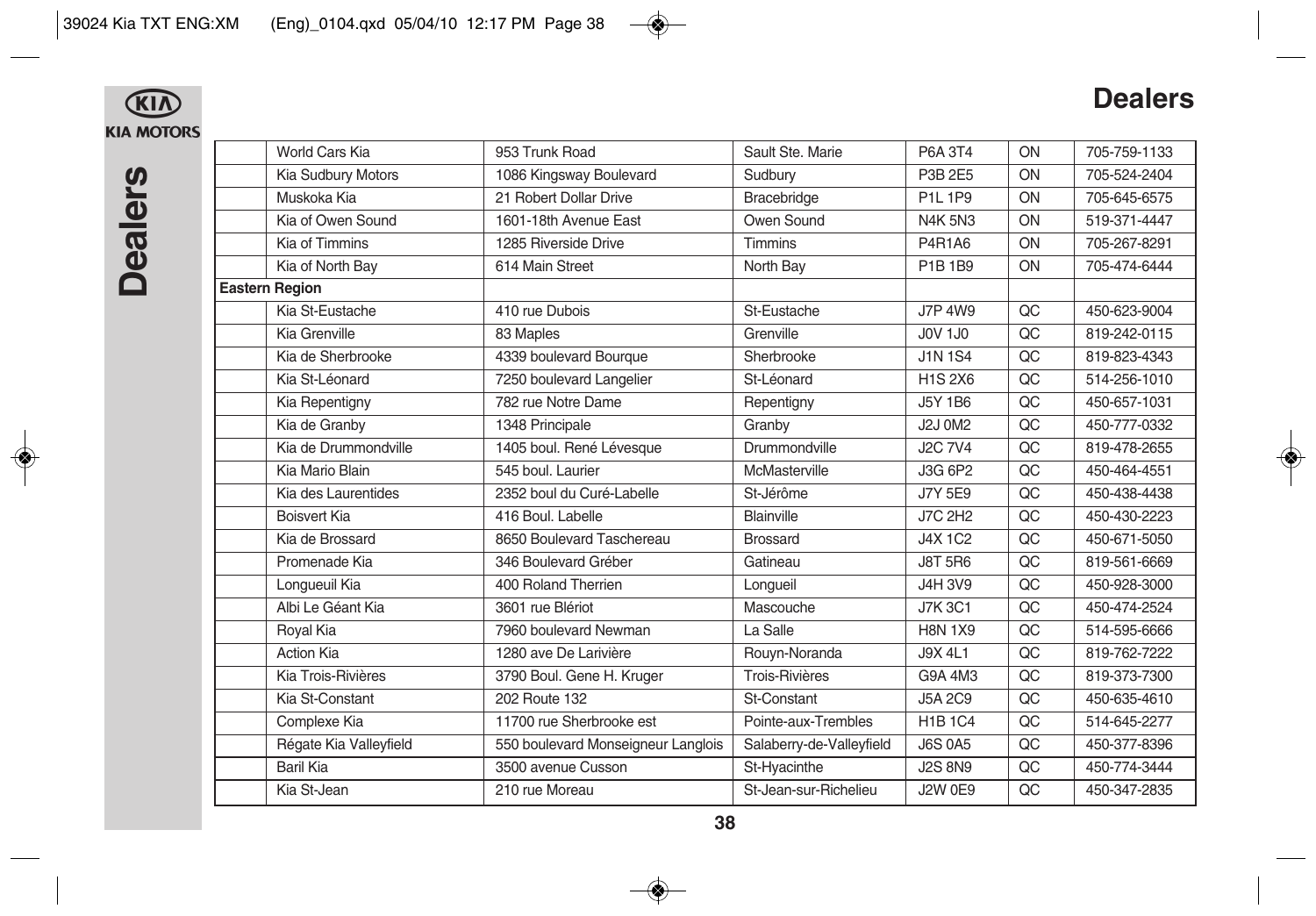# Dealers

| | | | | | | |
|---|---|---|---|---|---|---|
| | World Cars Kia | 953 Trunk Road | Sault Ste. Marie | P6A 3T4 | ON | 705-759-1133 |
| | Kia Sudbury Motors | 1086 Kingsway Boulevard | Sudbury | P3B 2E5 | ON | 705-524-2404 |
| | Muskoka Kia | 21 Robert Dollar Drive | Bracebridge | P1L 1P9 | ON | 705-645-6575 |
| | Kia of Owen Sound | 1601-18th Avenue East | Owen Sound | N4K 5N3 | ON | 519-371-4447 |
| | Kia of Timmins | 1285 Riverside Drive | Timmins | P4R1A6 | ON | 705-267-8291 |
| | Kia of North Bay | 614 Main Street | North Bay | P1B 1B9 | ON | 705-474-6444 |
| **Eastern Region** | | | | | | |
| | Kia St-Eustache | 410 rue Dubois | St-Eustache | J7P 4W9 | QC | 450-623-9004 |
| | Kia Grenville | 83 Maples | Grenville | J0V 1J0 | QC | 819-242-0115 |
| | Kia de Sherbrooke | 4339 boulevard Bourque | Sherbrooke | J1N 1S4 | QC | 819-823-4343 |
| | Kia St-Léonard | 7250 boulevard Langelier | St-Léonard | H1S 2X6 | QC | 514-256-1010 |
| | Kia Repentigny | 782 rue Notre Dame | Repentigny | J5Y 1B6 | QC | 450-657-1031 |
| | Kia de Granby | 1348 Principale | Granby | J2J 0M2 | QC | 450-777-0332 |
| | Kia de Drummondville | 1405 boul. René Lévesque | Drummondville | J2C 7V4 | QC | 819-478-2655 |
| | Kia Mario Blain | 545 boul. Laurier | McMasterville | J3G 6P2 | QC | 450-464-4551 |
| | Kia des Laurentides | 2352 boul du Curé-Labelle | St-Jérôme | J7Y 5E9 | QC | 450-438-4438 |
| | Boisvert Kia | 416 Boul. Labelle | Blainville | J7C 2H2 | QC | 450-430-2223 |
| | Kia de Brossard | 8650 Boulevard Taschereau | Brossard | J4X 1C2 | QC | 450-671-5050 |
| | Promenade Kia | 346 Boulevard Gréber | Gatineau | J8T 5R6 | QC | 819-561-6669 |
| | Longueuil Kia | 400 Roland Therrien | Longueil | J4H 3V9 | QC | 450-928-3000 |
| | Albi Le Géant Kia | 3601 rue Blériot | Mascouche | J7K 3C1 | QC | 450-474-2524 |
| | Royal Kia | 7960 boulevard Newman | La Salle | H8N 1X9 | QC | 514-595-6666 |
| | Action Kia | 1280 ave De Larivière | Rouyn-Noranda | J9X 4L1 | QC | 819-762-7222 |
| | Kia Trois-Rivières | 3790 Boul. Gene H. Kruger | Trois-Rivières | G9A 4M3 | QC | 819-373-7300 |
| | Kia St-Constant | 202 Route 132 | St-Constant | J5A 2C9 | QC | 450-635-4610 |
| | Complexe Kia | 11700 rue Sherbrooke est | Pointe-aux-Trembles | H1B 1C4 | QC | 514-645-2277 |
| | Régate Kia Valleyfield | 550 boulevard Monseigneur Langlois | Salaberry-de-Valleyfield | J6S 0A5 | QC | 450-377-8396 |
| | Baril Kia | 3500 avenue Cusson | St-Hyacinthe | J2S 8N9 | QC | 450-774-3444 |
| | Kia St-Jean | 210 rue Moreau | St-Jean-sur-Richelieu | J2W 0E9 | QC | 450-347-2835 |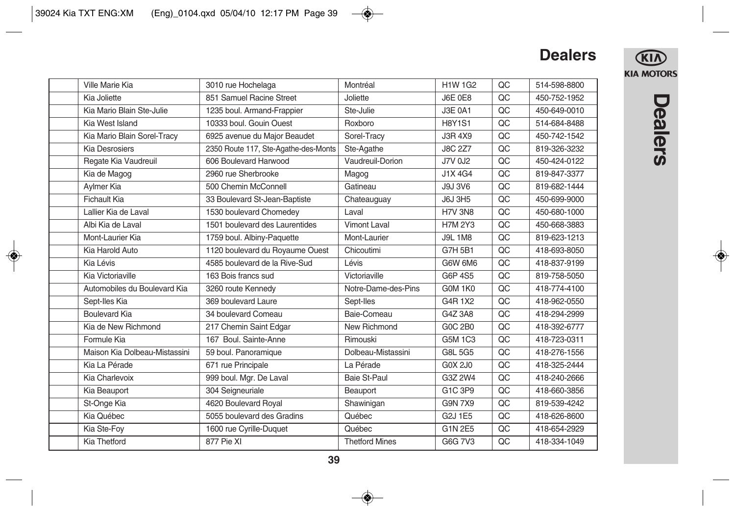# Dealers

| | | | | | |
|---|---|---|---|---|---|
| Ville Marie Kia | 3010 rue Hochelaga | Montréal | H1W 1G2 | QC | 514-598-8800 |
| Kia Joliette | 851 Samuel Racine Street | Joliette | J6E 0E8 | QC | 450-752-1952 |
| Kia Mario Blain Ste-Julie | 1235 boul. Armand-Frappier | Ste-Julie | J3E 0A1 | QC | 450-649-0010 |
| Kia West Island | 10333 boul. Gouin Ouest | Roxboro | H8Y1S1 | QC | 514-684-8488 |
| Kia Mario Blain Sorel-Tracy | 6925 avenue du Major Beaudet | Sorel-Tracy | J3R 4X9 | QC | 450-742-1542 |
| Kia Desrosiers | 2350 Route 117, Ste-Agathe-des-Monts | Ste-Agathe | J8C 2Z7 | QC | 819-326-3232 |
| Regate Kia Vaudreuil | 606 Boulevard Harwood | Vaudreuil-Dorion | J7V 0J2 | QC | 450-424-0122 |
| Kia de Magog | 2960 rue Sherbrooke | Magog | J1X 4G4 | QC | 819-847-3377 |
| Aylmer Kia | 500 Chemin McConnell | Gatineau | J9J 3V6 | QC | 819-682-1444 |
| Fichault Kia | 33 Boulevard St-Jean-Baptiste | Chateauguay | J6J 3H5 | QC | 450-699-9000 |
| Lallier Kia de Laval | 1530 boulevard Chomedey | Laval | H7V 3N8 | QC | 450-680-1000 |
| Albi Kia de Laval | 1501 boulevard des Laurentides | Vimont Laval | H7M 2Y3 | QC | 450-668-3883 |
| Mont-Laurier Kia | 1759 boul. Albiny-Paquette | Mont-Laurier | J9L 1M8 | QC | 819-623-1213 |
| Kia Harold Auto | 1120 boulevard du Royaume Ouest | Chicoutimi | G7H 5B1 | QC | 418-693-8050 |
| Kia Lévis | 4585 boulevard de la Rive-Sud | Lévis | G6W 6M6 | QC | 418-837-9199 |
| Kia Victoriaville | 163 Bois francs sud | Victoriaville | G6P 4S5 | QC | 819-758-5050 |
| Automobiles du Boulevard Kia | 3260 route Kennedy | Notre-Dame-des-Pins | G0M 1K0 | QC | 418-774-4100 |
| Sept-Iles Kia | 369 boulevard Laure | Sept-Iles | G4R 1X2 | QC | 418-962-0550 |
| Boulevard Kia | 34 boulevard Comeau | Baie-Comeau | G4Z 3A8 | QC | 418-294-2999 |
| Kia de New Richmond | 217 Chemin Saint Edgar | New Richmond | G0C 2B0 | QC | 418-392-6777 |
| Formule Kia | 167 Boul. Sainte-Anne | Rimouski | G5M 1C3 | QC | 418-723-0311 |
| Maison Kia Dolbeau-Mistassini | 59 boul. Panoramique | Dolbeau-Mistassini | G8L 5G5 | QC | 418-276-1556 |
| Kia La Pérade | 671 rue Principale | La Pérade | G0X 2J0 | QC | 418-325-2444 |
| Kia Charlevoix | 999 boul. Mgr. De Laval | Baie St-Paul | G3Z 2W4 | QC | 418-240-2666 |
| Kia Beauport | 304 Seigneuriale | Beauport | G1C 3P9 | QC | 418-660-3856 |
| St-Onge Kia | 4620 Boulevard Royal | Shawinigan | G9N 7X9 | QC | 819-539-4242 |
| Kia Québec | 5055 boulevard des Gradins | Québec | G2J 1E5 | QC | 418-626-8600 |
| Kia Ste-Foy | 1600 rue Cyrille-Duquet | Québec | G1N 2E5 | QC | 418-654-2929 |
| Kia Thetford | 877 Pie XI | Thetford Mines | G6G 7V3 | QC | 418-334-1049 |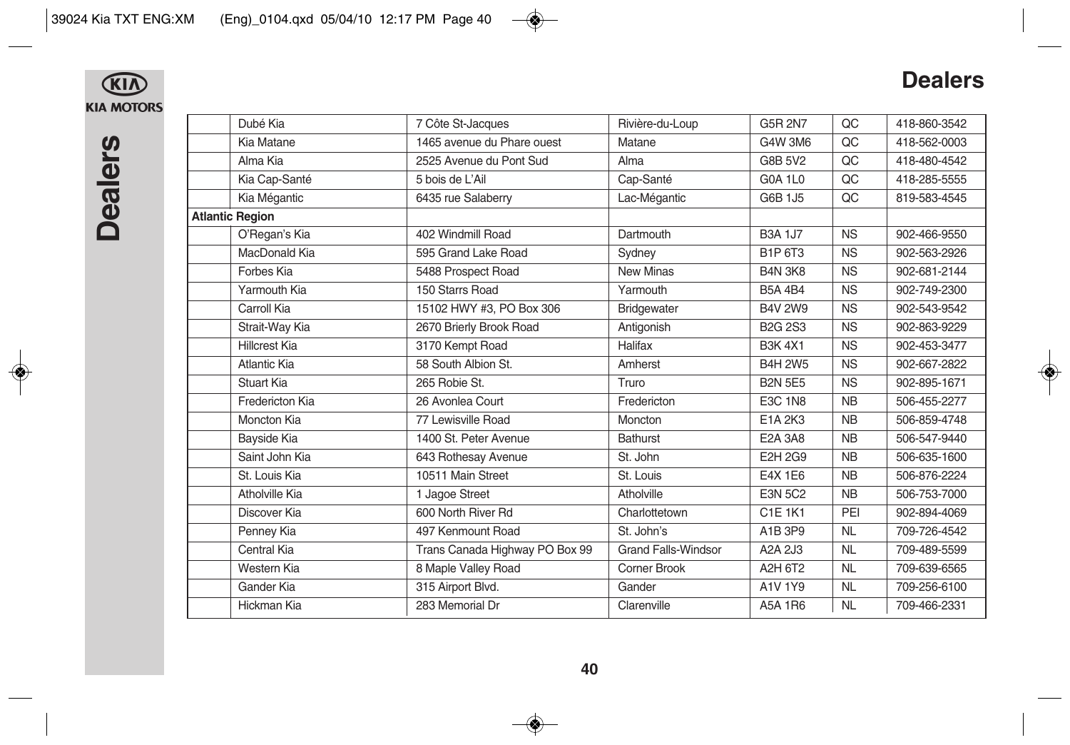# Dealers

| | | | | | | |
|---|---|---|---|---|---|---|
| | Dubé Kia | 7 Côte St-Jacques | Rivière-du-Loup | G5R 2N7 | QC | 418-860-3542 |
| | Kia Matane | 1465 avenue du Phare ouest | Matane | G4W 3M6 | QC | 418-562-0003 |
| | Alma Kia | 2525 Avenue du Pont Sud | Alma | G8B 5V2 | QC | 418-480-4542 |
| | Kia Cap-Santé | 5 bois de L'Ail | Cap-Santé | G0A 1L0 | QC | 418-285-5555 |
| | Kia Mégantic | 6435 rue Salaberry | Lac-Mégantic | G6B 1J5 | QC | 819-583-4545 |
| **Atlantic Region** | | | | | | |
| | O'Regan's Kia | 402 Windmill Road | Dartmouth | B3A 1J7 | NS | 902-466-9550 |
| | MacDonald Kia | 595 Grand Lake Road | Sydney | B1P 6T3 | NS | 902-563-2926 |
| | Forbes Kia | 5488 Prospect Road | New Minas | B4N 3K8 | NS | 902-681-2144 |
| | Yarmouth Kia | 150 Starrs Road | Yarmouth | B5A 4B4 | NS | 902-749-2300 |
| | Carroll Kia | 15102 HWY #3, PO Box 306 | Bridgewater | B4V 2W9 | NS | 902-543-9542 |
| | Strait-Way Kia | 2670 Brierly Brook Road | Antigonish | B2G 2S3 | NS | 902-863-9229 |
| | Hillcrest Kia | 3170 Kempt Road | Halifax | B3K 4X1 | NS | 902-453-3477 |
| | Atlantic Kia | 58 South Albion St. | Amherst | B4H 2W5 | NS | 902-667-2822 |
| | Stuart Kia | 265 Robie St. | Truro | B2N 5E5 | NS | 902-895-1671 |
| | Fredericton Kia | 26 Avonlea Court | Fredericton | E3C 1N8 | NB | 506-455-2277 |
| | Moncton Kia | 77 Lewisville Road | Moncton | E1A 2K3 | NB | 506-859-4748 |
| | Bayside Kia | 1400 St. Peter Avenue | Bathurst | E2A 3A8 | NB | 506-547-9440 |
| | Saint John Kia | 643 Rothesay Avenue | St. John | E2H 2G9 | NB | 506-635-1600 |
| | St. Louis Kia | 10511 Main Street | St. Louis | E4X 1E6 | NB | 506-876-2224 |
| | Atholville Kia | 1 Jagoe Street | Atholville | E3N 5C2 | NB | 506-753-7000 |
| | Discover Kia | 600 North River Rd | Charlottetown | C1E 1K1 | PEI | 902-894-4069 |
| | Penney Kia | 497 Kenmount Road | St. John's | A1B 3P9 | NL | 709-726-4542 |
| | Central Kia | Trans Canada Highway PO Box 99 | Grand Falls-Windsor | A2A 2J3 | NL | 709-489-5599 |
| | Western Kia | 8 Maple Valley Road | Corner Brook | A2H 6T2 | NL | 709-639-6565 |
| | Gander Kia | 315 Airport Blvd. | Gander | A1V 1Y9 | NL | 709-256-6100 |
| | Hickman Kia | 283 Memorial Dr | Clarenville | A5A 1R6 | NL | 709-466-2331 |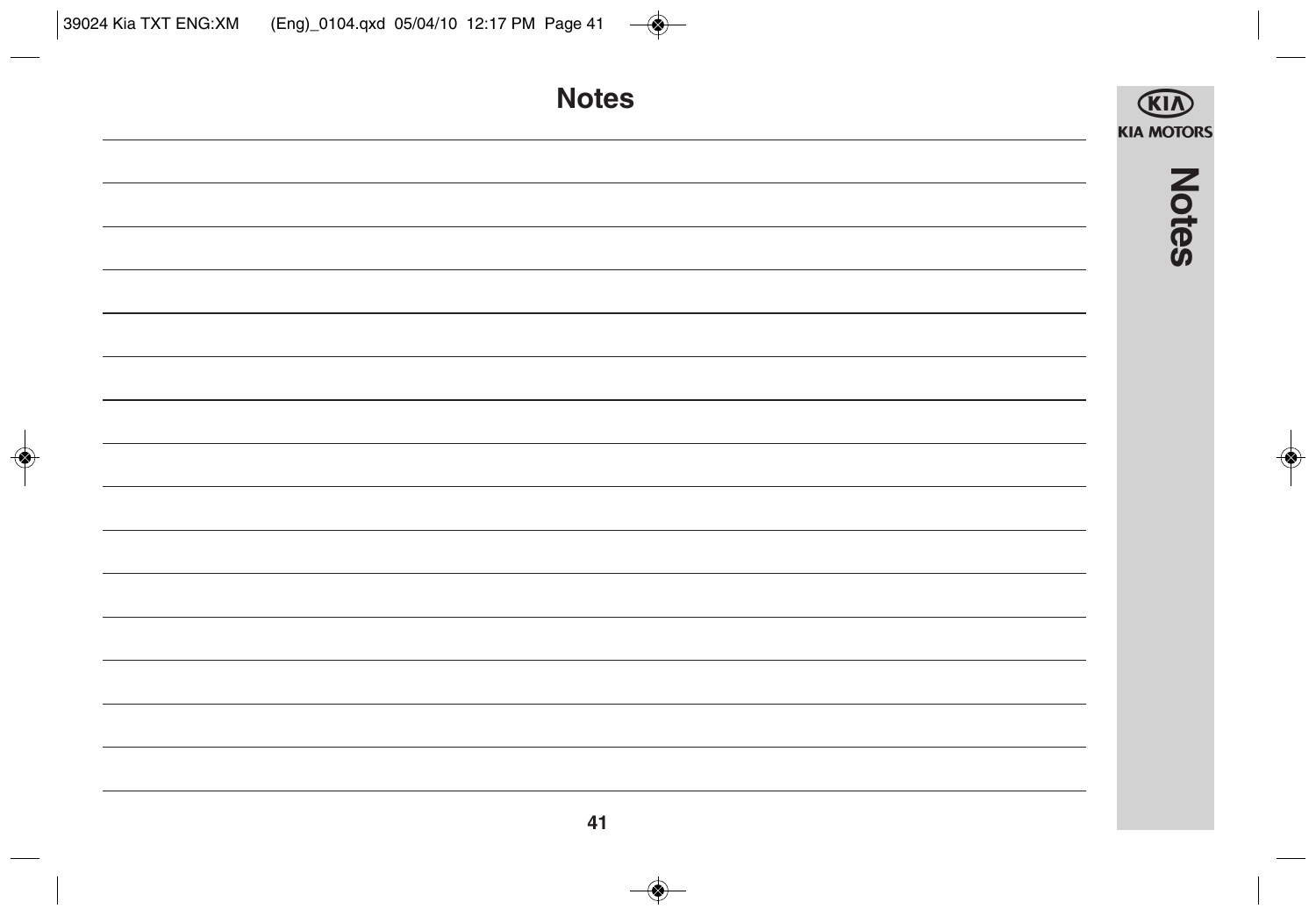# Notes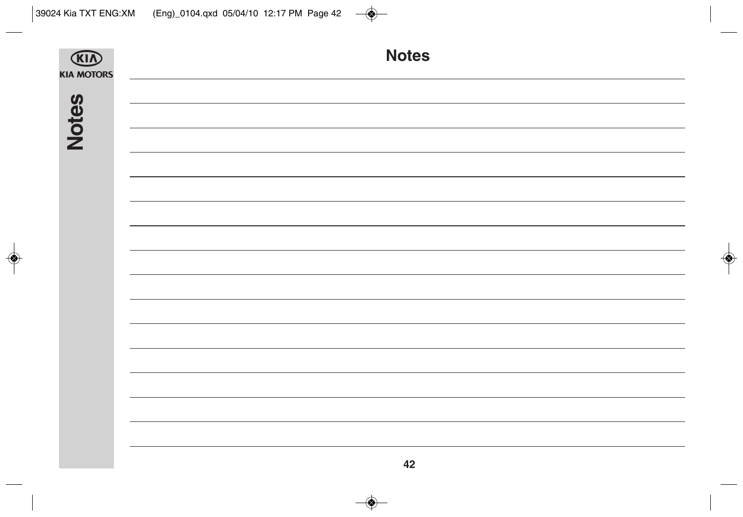# Notes